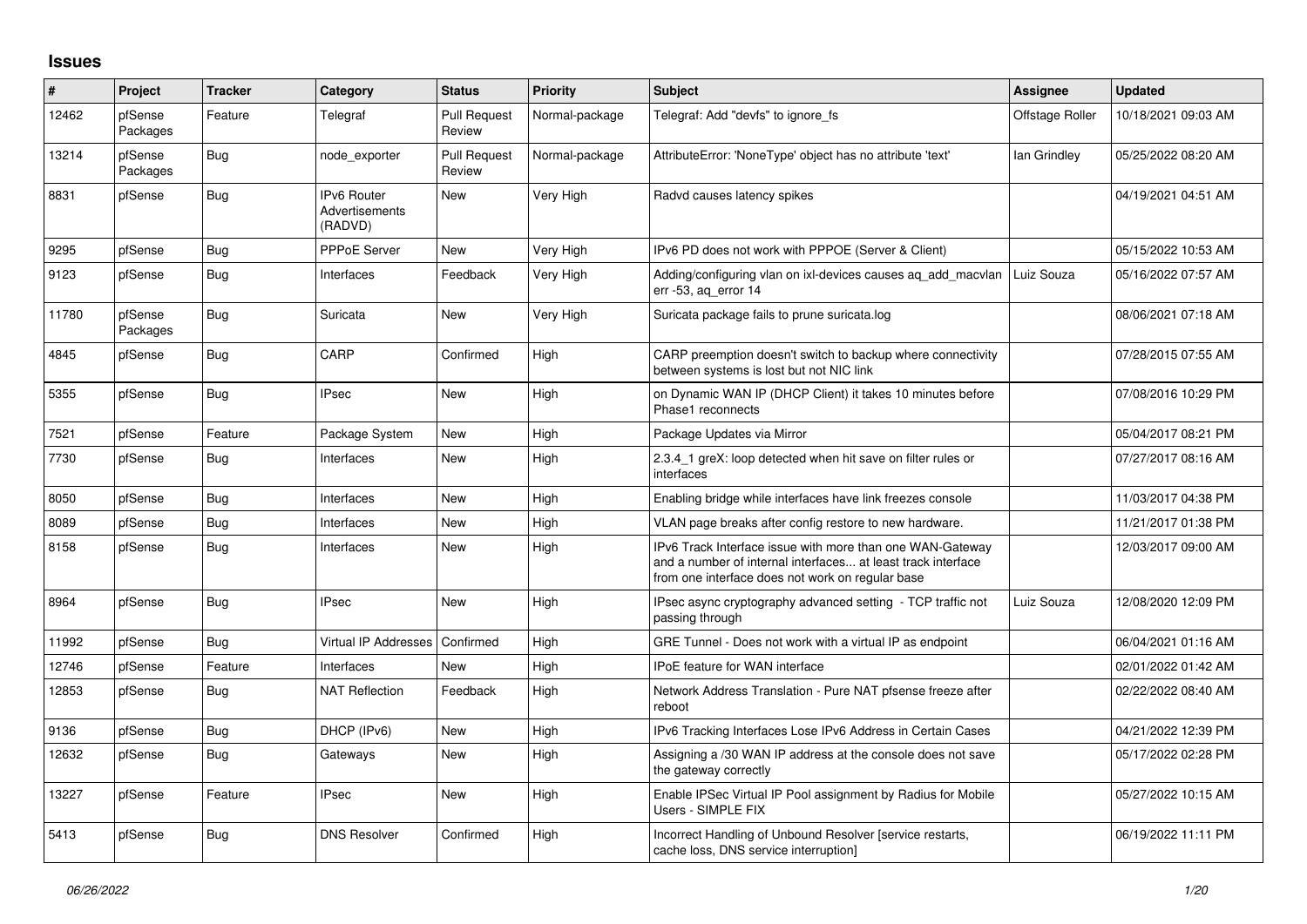## Issues

| # | Project | Tracker | Category | Status | Priority | Subject | Assignee | Updated |
|---|---|---|---|---|---|---|---|---|
| 12462 | pfSense Packages | Feature | Telegraf | Pull Request Review | Normal-package | Telegraf: Add "devfs" to ignore_fs | Offstage Roller | 10/18/2021 09:03 AM |
| 13214 | pfSense Packages | Bug | node_exporter | Pull Request Review | Normal-package | AttributeError: 'NoneType' object has no attribute 'text' | Ian Grindley | 05/25/2022 08:20 AM |
| 8831 | pfSense | Bug | IPv6 Router Advertisements (RADVD) | New | Very High | Radvd causes latency spikes | | 04/19/2021 04:51 AM |
| 9295 | pfSense | Bug | PPPoE Server | New | Very High | IPv6 PD does not work with PPPOE (Server & Client) | | 05/15/2022 10:53 AM |
| 9123 | pfSense | Bug | Interfaces | Feedback | Very High | Adding/configuring vlan on ixl-devices causes aq_add_macvlan err -53, aq_error 14 | Luiz Souza | 05/16/2022 07:57 AM |
| 11780 | pfSense Packages | Bug | Suricata | New | Very High | Suricata package fails to prune suricata.log | | 08/06/2021 07:18 AM |
| 4845 | pfSense | Bug | CARP | Confirmed | High | CARP preemption doesn't switch to backup where connectivity between systems is lost but not NIC link | | 07/28/2015 07:55 AM |
| 5355 | pfSense | Bug | IPsec | New | High | on Dynamic WAN IP (DHCP Client) it takes 10 minutes before Phase1 reconnects | | 07/08/2016 10:29 PM |
| 7521 | pfSense | Feature | Package System | New | High | Package Updates via Mirror | | 05/04/2017 08:21 PM |
| 7730 | pfSense | Bug | Interfaces | New | High | 2.3.4_1 greX: loop detected when hit save on filter rules or interfaces | | 07/27/2017 08:16 AM |
| 8050 | pfSense | Bug | Interfaces | New | High | Enabling bridge while interfaces have link freezes console | | 11/03/2017 04:38 PM |
| 8089 | pfSense | Bug | Interfaces | New | High | VLAN page breaks after config restore to new hardware. | | 11/21/2017 01:38 PM |
| 8158 | pfSense | Bug | Interfaces | New | High | IPv6 Track Interface issue with more than one WAN-Gateway and a number of internal interfaces... at least track interface from one interface does not work on regular base | | 12/03/2017 09:00 AM |
| 8964 | pfSense | Bug | IPsec | New | High | IPsec async cryptography advanced setting - TCP traffic not passing through | Luiz Souza | 12/08/2020 12:09 PM |
| 11992 | pfSense | Bug | Virtual IP Addresses | Confirmed | High | GRE Tunnel - Does not work with a virtual IP as endpoint | | 06/04/2021 01:16 AM |
| 12746 | pfSense | Feature | Interfaces | New | High | IPoE feature for WAN interface | | 02/01/2022 01:42 AM |
| 12853 | pfSense | Bug | NAT Reflection | Feedback | High | Network Address Translation - Pure NAT pfsense freeze after reboot | | 02/22/2022 08:40 AM |
| 9136 | pfSense | Bug | DHCP (IPv6) | New | High | IPv6 Tracking Interfaces Lose IPv6 Address in Certain Cases | | 04/21/2022 12:39 PM |
| 12632 | pfSense | Bug | Gateways | New | High | Assigning a /30 WAN IP address at the console does not save the gateway correctly | | 05/17/2022 02:28 PM |
| 13227 | pfSense | Feature | IPsec | New | High | Enable IPSec Virtual IP Pool assignment by Radius for Mobile Users - SIMPLE FIX | | 05/27/2022 10:15 AM |
| 5413 | pfSense | Bug | DNS Resolver | Confirmed | High | Incorrect Handling of Unbound Resolver [service restarts, cache loss, DNS service interruption] | | 06/19/2022 11:11 PM |

*06/26/2022*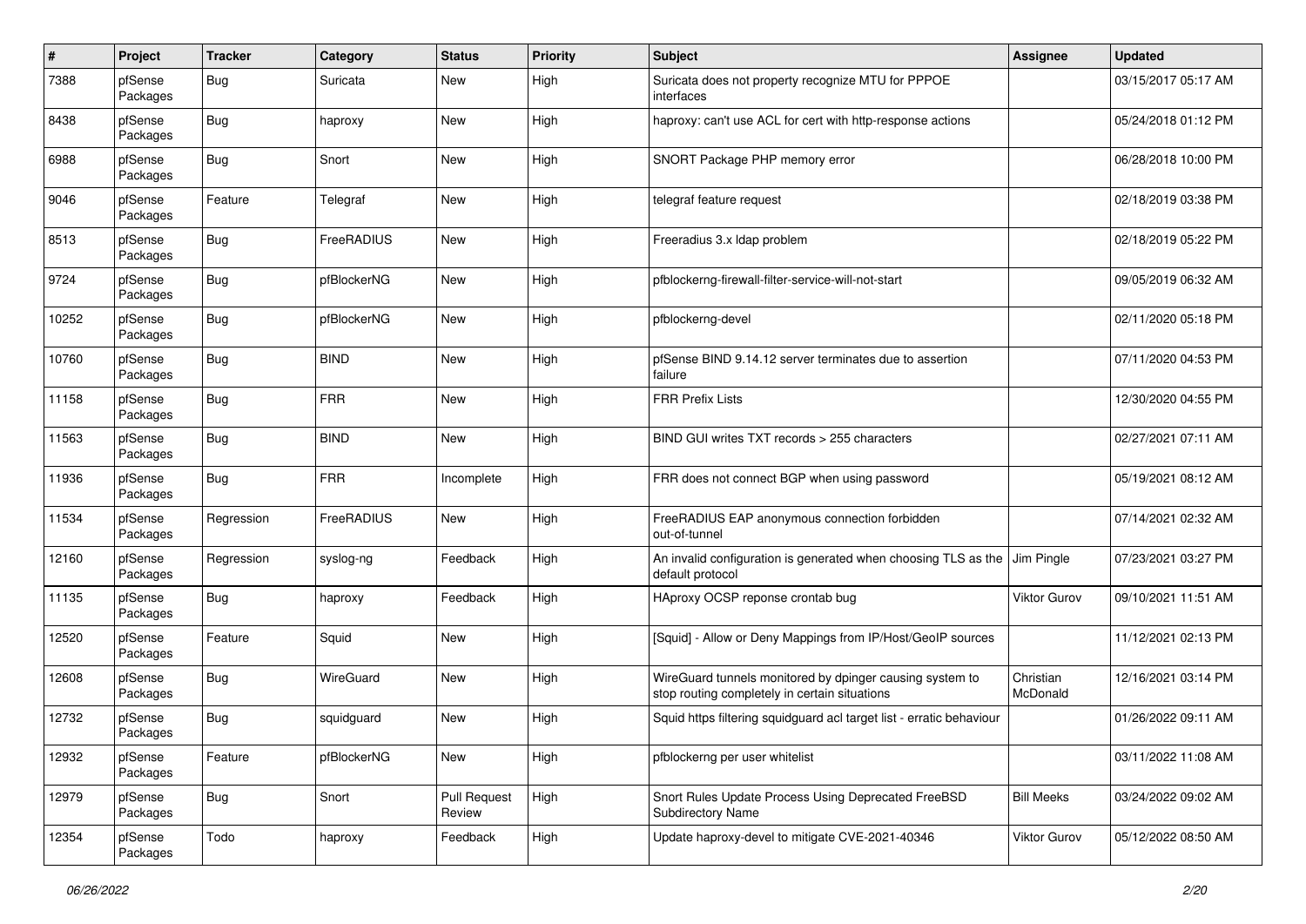| # | Project | Tracker | Category | Status | Priority | Subject | Assignee | Updated |
|---|---|---|---|---|---|---|---|---|
| 7388 | pfSense Packages | Bug | Suricata | New | High | Suricata does not property recognize MTU for PPPOE interfaces | | 03/15/2017 05:17 AM |
| 8438 | pfSense Packages | Bug | haproxy | New | High | haproxy: can't use ACL for cert with http-response actions | | 05/24/2018 01:12 PM |
| 6988 | pfSense Packages | Bug | Snort | New | High | SNORT Package PHP memory error | | 06/28/2018 10:00 PM |
| 9046 | pfSense Packages | Feature | Telegraf | New | High | telegraf feature request | | 02/18/2019 03:38 PM |
| 8513 | pfSense Packages | Bug | FreeRADIUS | New | High | Freeradius 3.x ldap problem | | 02/18/2019 05:22 PM |
| 9724 | pfSense Packages | Bug | pfBlockerNG | New | High | pfblockerng-firewall-filter-service-will-not-start | | 09/05/2019 06:32 AM |
| 10252 | pfSense Packages | Bug | pfBlockerNG | New | High | pfblockerng-devel | | 02/11/2020 05:18 PM |
| 10760 | pfSense Packages | Bug | BIND | New | High | pfSense BIND 9.14.12 server terminates due to assertion failure | | 07/11/2020 04:53 PM |
| 11158 | pfSense Packages | Bug | FRR | New | High | FRR Prefix Lists | | 12/30/2020 04:55 PM |
| 11563 | pfSense Packages | Bug | BIND | New | High | BIND GUI writes TXT records > 255 characters | | 02/27/2021 07:11 AM |
| 11936 | pfSense Packages | Bug | FRR | Incomplete | High | FRR does not connect BGP when using password | | 05/19/2021 08:12 AM |
| 11534 | pfSense Packages | Regression | FreeRADIUS | New | High | FreeRADIUS EAP anonymous connection forbidden out-of-tunnel | | 07/14/2021 02:32 AM |
| 12160 | pfSense Packages | Regression | syslog-ng | Feedback | High | An invalid configuration is generated when choosing TLS as the default protocol | Jim Pingle | 07/23/2021 03:27 PM |
| 11135 | pfSense Packages | Bug | haproxy | Feedback | High | HAproxy OCSP reponse crontab bug | Viktor Gurov | 09/10/2021 11:51 AM |
| 12520 | pfSense Packages | Feature | Squid | New | High | [Squid] - Allow or Deny Mappings from IP/Host/GeoIP sources | | 11/12/2021 02:13 PM |
| 12608 | pfSense Packages | Bug | WireGuard | New | High | WireGuard tunnels monitored by dpinger causing system to stop routing completely in certain situations | Christian McDonald | 12/16/2021 03:14 PM |
| 12732 | pfSense Packages | Bug | squidguard | New | High | Squid https filtering squidguard acl target list - erratic behaviour | | 01/26/2022 09:11 AM |
| 12932 | pfSense Packages | Feature | pfBlockerNG | New | High | pfblockerng per user whitelist | | 03/11/2022 11:08 AM |
| 12979 | pfSense Packages | Bug | Snort | Pull Request Review | High | Snort Rules Update Process Using Deprecated FreeBSD Subdirectory Name | Bill Meeks | 03/24/2022 09:02 AM |
| 12354 | pfSense Packages | Todo | haproxy | Feedback | High | Update haproxy-devel to mitigate CVE-2021-40346 | Viktor Gurov | 05/12/2022 08:50 AM |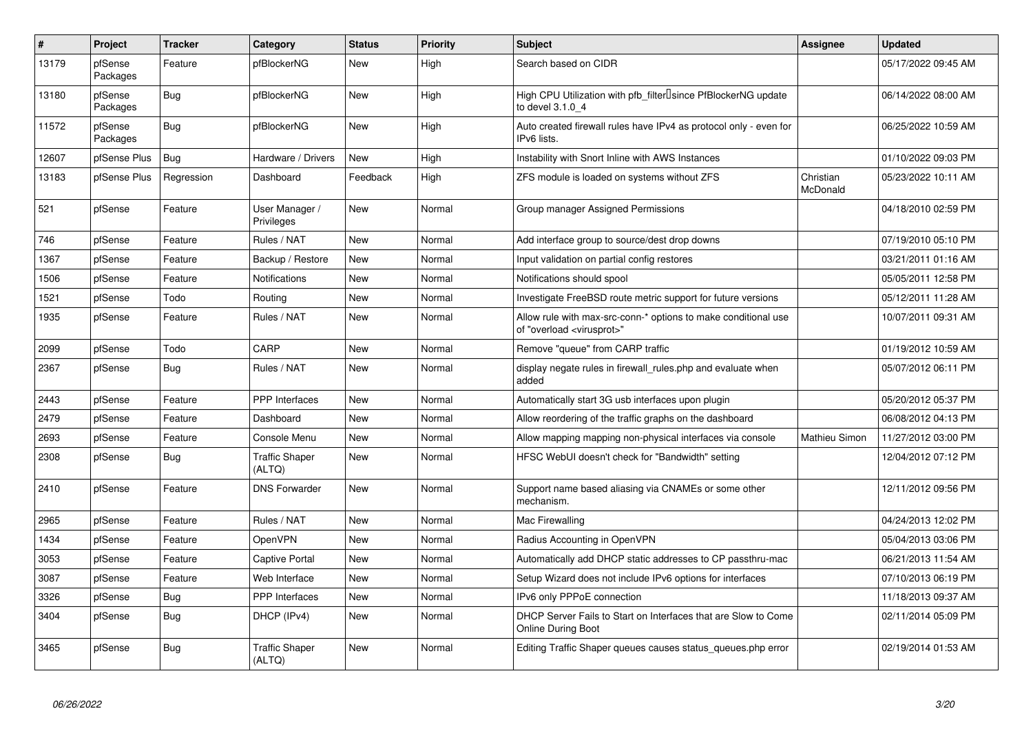| # | Project | Tracker | Category | Status | Priority | Subject | Assignee | Updated |
|---|---|---|---|---|---|---|---|---|
| 13179 | pfSense Packages | Feature | pfBlockerNG | New | High | Search based on CIDR | | 05/17/2022 09:45 AM |
| 13180 | pfSense Packages | Bug | pfBlockerNG | New | High | High CPU Utilization with pfb_filter since PfBlockerNG update to devel 3.1.0_4 | | 06/14/2022 08:00 AM |
| 11572 | pfSense Packages | Bug | pfBlockerNG | New | High | Auto created firewall rules have IPv4 as protocol only - even for IPv6 lists. | | 06/25/2022 10:59 AM |
| 12607 | pfSense Plus | Bug | Hardware / Drivers | New | High | Instability with Snort Inline with AWS Instances | | 01/10/2022 09:03 PM |
| 13183 | pfSense Plus | Regression | Dashboard | Feedback | High | ZFS module is loaded on systems without ZFS | Christian McDonald | 05/23/2022 10:11 AM |
| 521 | pfSense | Feature | User Manager / Privileges | New | Normal | Group manager Assigned Permissions | | 04/18/2010 02:59 PM |
| 746 | pfSense | Feature | Rules / NAT | New | Normal | Add interface group to source/dest drop downs | | 07/19/2010 05:10 PM |
| 1367 | pfSense | Feature | Backup / Restore | New | Normal | Input validation on partial config restores | | 03/21/2011 01:16 AM |
| 1506 | pfSense | Feature | Notifications | New | Normal | Notifications should spool | | 05/05/2011 12:58 PM |
| 1521 | pfSense | Todo | Routing | New | Normal | Investigate FreeBSD route metric support for future versions | | 05/12/2011 11:28 AM |
| 1935 | pfSense | Feature | Rules / NAT | New | Normal | Allow rule with max-src-conn-* options to make conditional use of "overload <virusprot>" | | 10/07/2011 09:31 AM |
| 2099 | pfSense | Todo | CARP | New | Normal | Remove "queue" from CARP traffic | | 01/19/2012 10:59 AM |
| 2367 | pfSense | Bug | Rules / NAT | New | Normal | display negate rules in firewall_rules.php and evaluate when added | | 05/07/2012 06:11 PM |
| 2443 | pfSense | Feature | PPP Interfaces | New | Normal | Automatically start 3G usb interfaces upon plugin | | 05/20/2012 05:37 PM |
| 2479 | pfSense | Feature | Dashboard | New | Normal | Allow reordering of the traffic graphs on the dashboard | | 06/08/2012 04:13 PM |
| 2693 | pfSense | Feature | Console Menu | New | Normal | Allow mapping mapping non-physical interfaces via console | Mathieu Simon | 11/27/2012 03:00 PM |
| 2308 | pfSense | Bug | Traffic Shaper (ALTQ) | New | Normal | HFSC WebUI doesn't check for "Bandwidth" setting | | 12/04/2012 07:12 PM |
| 2410 | pfSense | Feature | DNS Forwarder | New | Normal | Support name based aliasing via CNAMEs or some other mechanism. | | 12/11/2012 09:56 PM |
| 2965 | pfSense | Feature | Rules / NAT | New | Normal | Mac Firewalling | | 04/24/2013 12:02 PM |
| 1434 | pfSense | Feature | OpenVPN | New | Normal | Radius Accounting in OpenVPN | | 05/04/2013 03:06 PM |
| 3053 | pfSense | Feature | Captive Portal | New | Normal | Automatically add DHCP static addresses to CP passthru-mac | | 06/21/2013 11:54 AM |
| 3087 | pfSense | Feature | Web Interface | New | Normal | Setup Wizard does not include IPv6 options for interfaces | | 07/10/2013 06:19 PM |
| 3326 | pfSense | Bug | PPP Interfaces | New | Normal | IPv6 only PPPoE connection | | 11/18/2013 09:37 AM |
| 3404 | pfSense | Bug | DHCP (IPv4) | New | Normal | DHCP Server Fails to Start on Interfaces that are Slow to Come Online During Boot | | 02/11/2014 05:09 PM |
| 3465 | pfSense | Bug | Traffic Shaper (ALTQ) | New | Normal | Editing Traffic Shaper queues causes status_queues.php error | | 02/19/2014 01:53 AM |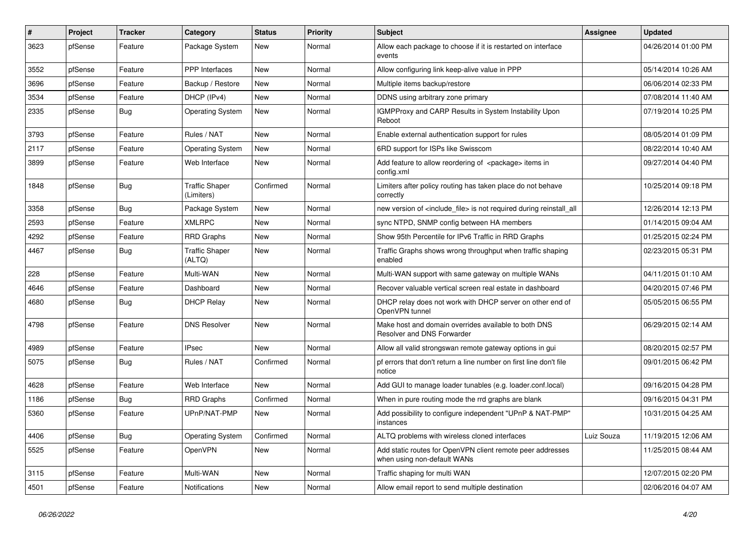| # | Project | Tracker | Category | Status | Priority | Subject | Assignee | Updated |
|---|---|---|---|---|---|---|---|---|
| 3623 | pfSense | Feature | Package System | New | Normal | Allow each package to choose if it is restarted on interface events | | 04/26/2014 01:00 PM |
| 3552 | pfSense | Feature | PPP Interfaces | New | Normal | Allow configuring link keep-alive value in PPP | | 05/14/2014 10:26 AM |
| 3696 | pfSense | Feature | Backup / Restore | New | Normal | Multiple items backup/restore | | 06/06/2014 02:33 PM |
| 3534 | pfSense | Feature | DHCP (IPv4) | New | Normal | DDNS using arbitrary zone primary | | 07/08/2014 11:40 AM |
| 2335 | pfSense | Bug | Operating System | New | Normal | IGMPProxy and CARP Results in System Instability Upon Reboot | | 07/19/2014 10:25 PM |
| 3793 | pfSense | Feature | Rules / NAT | New | Normal | Enable external authentication support for rules | | 08/05/2014 01:09 PM |
| 2117 | pfSense | Feature | Operating System | New | Normal | 6RD support for ISPs like Swisscom | | 08/22/2014 10:40 AM |
| 3899 | pfSense | Feature | Web Interface | New | Normal | Add feature to allow reordering of <package> items in config.xml | | 09/27/2014 04:40 PM |
| 1848 | pfSense | Bug | Traffic Shaper (Limiters) | Confirmed | Normal | Limiters after policy routing has taken place do not behave correctly | | 10/25/2014 09:18 PM |
| 3358 | pfSense | Bug | Package System | New | Normal | new version of <include_file> is not required during reinstall_all | | 12/26/2014 12:13 PM |
| 2593 | pfSense | Feature | XMLRPC | New | Normal | sync NTPD, SNMP config between HA members | | 01/14/2015 09:04 AM |
| 4292 | pfSense | Feature | RRD Graphs | New | Normal | Show 95th Percentile for IPv6 Traffic in RRD Graphs | | 01/25/2015 02:24 PM |
| 4467 | pfSense | Bug | Traffic Shaper (ALTQ) | New | Normal | Traffic Graphs shows wrong throughput when traffic shaping enabled | | 02/23/2015 05:31 PM |
| 228 | pfSense | Feature | Multi-WAN | New | Normal | Multi-WAN support with same gateway on multiple WANs | | 04/11/2015 01:10 AM |
| 4646 | pfSense | Feature | Dashboard | New | Normal | Recover valuable vertical screen real estate in dashboard | | 04/20/2015 07:46 PM |
| 4680 | pfSense | Bug | DHCP Relay | New | Normal | DHCP relay does not work with DHCP server on other end of OpenVPN tunnel | | 05/05/2015 06:55 PM |
| 4798 | pfSense | Feature | DNS Resolver | New | Normal | Make host and domain overrides available to both DNS Resolver and DNS Forwarder | | 06/29/2015 02:14 AM |
| 4989 | pfSense | Feature | IPsec | New | Normal | Allow all valid strongswan remote gateway options in gui | | 08/20/2015 02:57 PM |
| 5075 | pfSense | Bug | Rules / NAT | Confirmed | Normal | pf errors that don't return a line number on first line don't file notice | | 09/01/2015 06:42 PM |
| 4628 | pfSense | Feature | Web Interface | New | Normal | Add GUI to manage loader tunables (e.g. loader.conf.local) | | 09/16/2015 04:28 PM |
| 1186 | pfSense | Bug | RRD Graphs | Confirmed | Normal | When in pure routing mode the rrd graphs are blank | | 09/16/2015 04:31 PM |
| 5360 | pfSense | Feature | UPnP/NAT-PMP | New | Normal | Add possibility to configure independent "UPnP & NAT-PMP" instances | | 10/31/2015 04:25 AM |
| 4406 | pfSense | Bug | Operating System | Confirmed | Normal | ALTQ problems with wireless cloned interfaces | Luiz Souza | 11/19/2015 12:06 AM |
| 5525 | pfSense | Feature | OpenVPN | New | Normal | Add static routes for OpenVPN client remote peer addresses when using non-default WANs | | 11/25/2015 08:44 AM |
| 3115 | pfSense | Feature | Multi-WAN | New | Normal | Traffic shaping for multi WAN | | 12/07/2015 02:20 PM |
| 4501 | pfSense | Feature | Notifications | New | Normal | Allow email report to send multiple destination | | 02/06/2016 04:07 AM |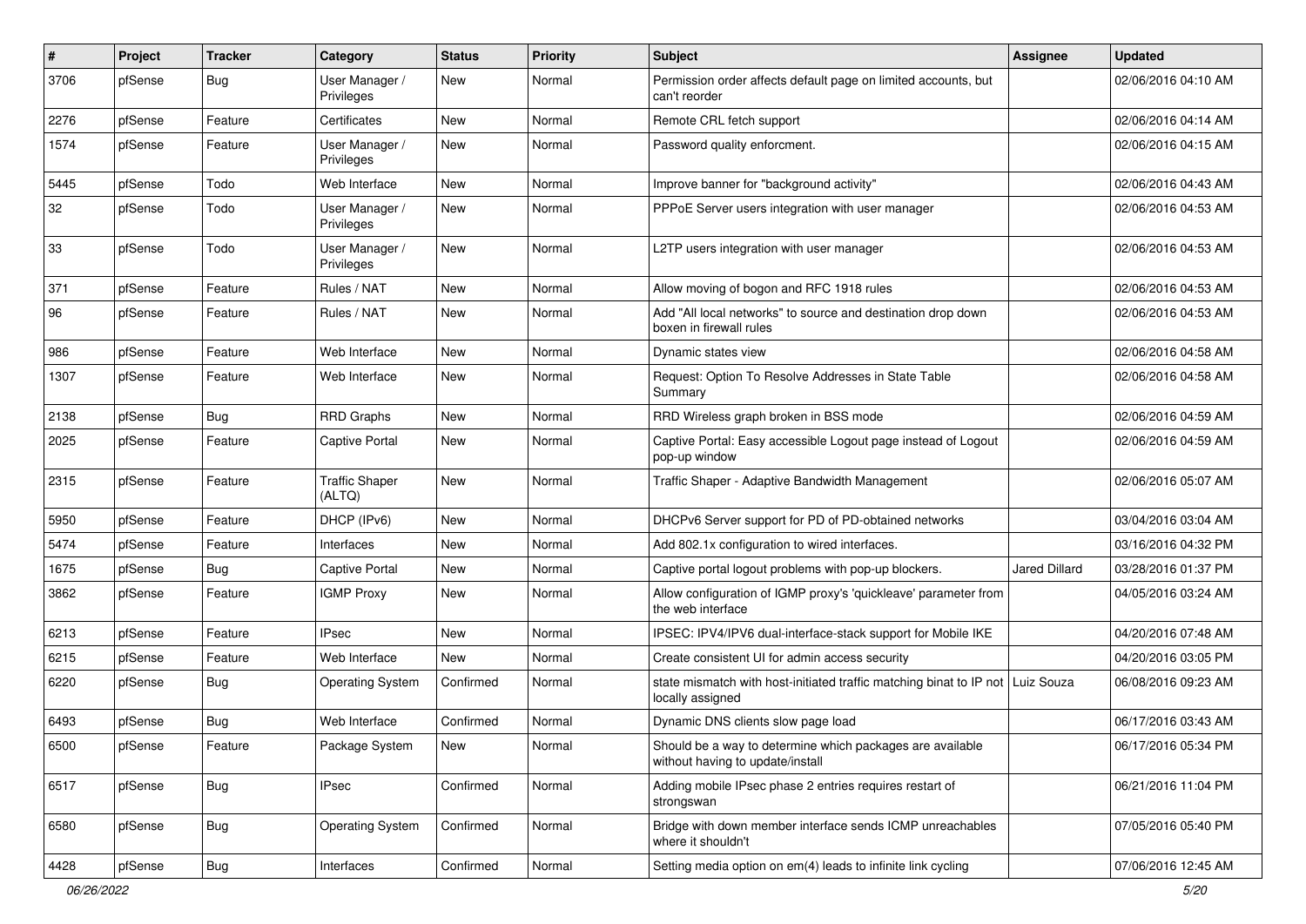| # | Project | Tracker | Category | Status | Priority | Subject | Assignee | Updated |
|---|---|---|---|---|---|---|---|---|
| 3706 | pfSense | Bug | User Manager / Privileges | New | Normal | Permission order affects default page on limited accounts, but can't reorder | | 02/06/2016 04:10 AM |
| 2276 | pfSense | Feature | Certificates | New | Normal | Remote CRL fetch support | | 02/06/2016 04:14 AM |
| 1574 | pfSense | Feature | User Manager / Privileges | New | Normal | Password quality enforcment. | | 02/06/2016 04:15 AM |
| 5445 | pfSense | Todo | Web Interface | New | Normal | Improve banner for "background activity" | | 02/06/2016 04:43 AM |
| 32 | pfSense | Todo | User Manager / Privileges | New | Normal | PPPoE Server users integration with user manager | | 02/06/2016 04:53 AM |
| 33 | pfSense | Todo | User Manager / Privileges | New | Normal | L2TP users integration with user manager | | 02/06/2016 04:53 AM |
| 371 | pfSense | Feature | Rules / NAT | New | Normal | Allow moving of bogon and RFC 1918 rules | | 02/06/2016 04:53 AM |
| 96 | pfSense | Feature | Rules / NAT | New | Normal | Add "All local networks" to source and destination drop down boxen in firewall rules | | 02/06/2016 04:53 AM |
| 986 | pfSense | Feature | Web Interface | New | Normal | Dynamic states view | | 02/06/2016 04:58 AM |
| 1307 | pfSense | Feature | Web Interface | New | Normal | Request: Option To Resolve Addresses in State Table Summary | | 02/06/2016 04:58 AM |
| 2138 | pfSense | Bug | RRD Graphs | New | Normal | RRD Wireless graph broken in BSS mode | | 02/06/2016 04:59 AM |
| 2025 | pfSense | Feature | Captive Portal | New | Normal | Captive Portal: Easy accessible Logout page instead of Logout pop-up window | | 02/06/2016 04:59 AM |
| 2315 | pfSense | Feature | Traffic Shaper (ALTQ) | New | Normal | Traffic Shaper - Adaptive Bandwidth Management | | 02/06/2016 05:07 AM |
| 5950 | pfSense | Feature | DHCP (IPv6) | New | Normal | DHCPv6 Server support for PD of PD-obtained networks | | 03/04/2016 03:04 AM |
| 5474 | pfSense | Feature | Interfaces | New | Normal | Add 802.1x configuration to wired interfaces. | | 03/16/2016 04:32 PM |
| 1675 | pfSense | Bug | Captive Portal | New | Normal | Captive portal logout problems with pop-up blockers. | Jared Dillard | 03/28/2016 01:37 PM |
| 3862 | pfSense | Feature | IGMP Proxy | New | Normal | Allow configuration of IGMP proxy's 'quickleave' parameter from the web interface | | 04/05/2016 03:24 AM |
| 6213 | pfSense | Feature | IPsec | New | Normal | IPSEC: IPV4/IPV6 dual-interface-stack support for Mobile IKE | | 04/20/2016 07:48 AM |
| 6215 | pfSense | Feature | Web Interface | New | Normal | Create consistent UI for admin access security | | 04/20/2016 03:05 PM |
| 6220 | pfSense | Bug | Operating System | Confirmed | Normal | state mismatch with host-initiated traffic matching binat to IP not locally assigned | Luiz Souza | 06/08/2016 09:23 AM |
| 6493 | pfSense | Bug | Web Interface | Confirmed | Normal | Dynamic DNS clients slow page load | | 06/17/2016 03:43 AM |
| 6500 | pfSense | Feature | Package System | New | Normal | Should be a way to determine which packages are available without having to update/install | | 06/17/2016 05:34 PM |
| 6517 | pfSense | Bug | IPsec | Confirmed | Normal | Adding mobile IPsec phase 2 entries requires restart of strongswan | | 06/21/2016 11:04 PM |
| 6580 | pfSense | Bug | Operating System | Confirmed | Normal | Bridge with down member interface sends ICMP unreachables where it shouldn't | | 07/05/2016 05:40 PM |
| 4428 | pfSense | Bug | Interfaces | Confirmed | Normal | Setting media option on em(4) leads to infinite link cycling | | 07/06/2016 12:45 AM |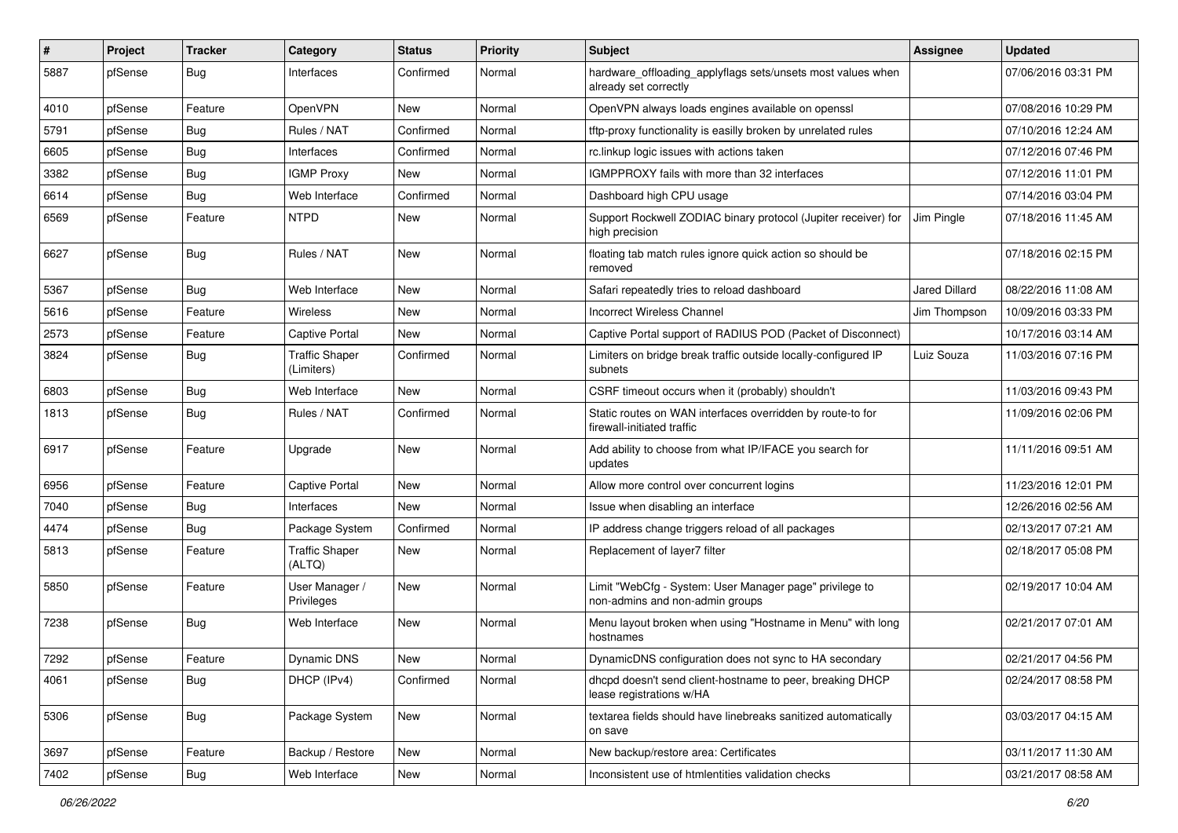| # | Project | Tracker | Category | Status | Priority | Subject | Assignee | Updated |
|---|---|---|---|---|---|---|---|---|
| 5887 | pfSense | Bug | Interfaces | Confirmed | Normal | hardware_offloading_applyflags sets/unsets most values when already set correctly | | 07/06/2016 03:31 PM |
| 4010 | pfSense | Feature | OpenVPN | New | Normal | OpenVPN always loads engines available on openssl | | 07/08/2016 10:29 PM |
| 5791 | pfSense | Bug | Rules / NAT | Confirmed | Normal | tftp-proxy functionality is easilly broken by unrelated rules | | 07/10/2016 12:24 AM |
| 6605 | pfSense | Bug | Interfaces | Confirmed | Normal | rc.linkup logic issues with actions taken | | 07/12/2016 07:46 PM |
| 3382 | pfSense | Bug | IGMP Proxy | New | Normal | IGMPPROXY fails with more than 32 interfaces | | 07/12/2016 11:01 PM |
| 6614 | pfSense | Bug | Web Interface | Confirmed | Normal | Dashboard high CPU usage | | 07/14/2016 03:04 PM |
| 6569 | pfSense | Feature | NTPD | New | Normal | Support Rockwell ZODIAC binary protocol (Jupiter receiver) for high precision | Jim Pingle | 07/18/2016 11:45 AM |
| 6627 | pfSense | Bug | Rules / NAT | New | Normal | floating tab match rules ignore quick action so should be removed | | 07/18/2016 02:15 PM |
| 5367 | pfSense | Bug | Web Interface | New | Normal | Safari repeatedly tries to reload dashboard | Jared Dillard | 08/22/2016 11:08 AM |
| 5616 | pfSense | Feature | Wireless | New | Normal | Incorrect Wireless Channel | Jim Thompson | 10/09/2016 03:33 PM |
| 2573 | pfSense | Feature | Captive Portal | New | Normal | Captive Portal support of RADIUS POD (Packet of Disconnect) | | 10/17/2016 03:14 AM |
| 3824 | pfSense | Bug | Traffic Shaper (Limiters) | Confirmed | Normal | Limiters on bridge break traffic outside locally-configured IP subnets | Luiz Souza | 11/03/2016 07:16 PM |
| 6803 | pfSense | Bug | Web Interface | New | Normal | CSRF timeout occurs when it (probably) shouldn't | | 11/03/2016 09:43 PM |
| 1813 | pfSense | Bug | Rules / NAT | Confirmed | Normal | Static routes on WAN interfaces overridden by route-to for firewall-initiated traffic | | 11/09/2016 02:06 PM |
| 6917 | pfSense | Feature | Upgrade | New | Normal | Add ability to choose from what IP/IFACE you search for updates | | 11/11/2016 09:51 AM |
| 6956 | pfSense | Feature | Captive Portal | New | Normal | Allow more control over concurrent logins | | 11/23/2016 12:01 PM |
| 7040 | pfSense | Bug | Interfaces | New | Normal | Issue when disabling an interface | | 12/26/2016 02:56 AM |
| 4474 | pfSense | Bug | Package System | Confirmed | Normal | IP address change triggers reload of all packages | | 02/13/2017 07:21 AM |
| 5813 | pfSense | Feature | Traffic Shaper (ALTQ) | New | Normal | Replacement of layer7 filter | | 02/18/2017 05:08 PM |
| 5850 | pfSense | Feature | User Manager / Privileges | New | Normal | Limit "WebCfg - System: User Manager page" privilege to non-admins and non-admin groups | | 02/19/2017 10:04 AM |
| 7238 | pfSense | Bug | Web Interface | New | Normal | Menu layout broken when using "Hostname in Menu" with long hostnames | | 02/21/2017 07:01 AM |
| 7292 | pfSense | Feature | Dynamic DNS | New | Normal | DynamicDNS configuration does not sync to HA secondary | | 02/21/2017 04:56 PM |
| 4061 | pfSense | Bug | DHCP (IPv4) | Confirmed | Normal | dhcpd doesn't send client-hostname to peer, breaking DHCP lease registrations w/HA | | 02/24/2017 08:58 PM |
| 5306 | pfSense | Bug | Package System | New | Normal | textarea fields should have linebreaks sanitized automatically on save | | 03/03/2017 04:15 AM |
| 3697 | pfSense | Feature | Backup / Restore | New | Normal | New backup/restore area: Certificates | | 03/11/2017 11:30 AM |
| 7402 | pfSense | Bug | Web Interface | New | Normal | Inconsistent use of htmlentities validation checks | | 03/21/2017 08:58 AM |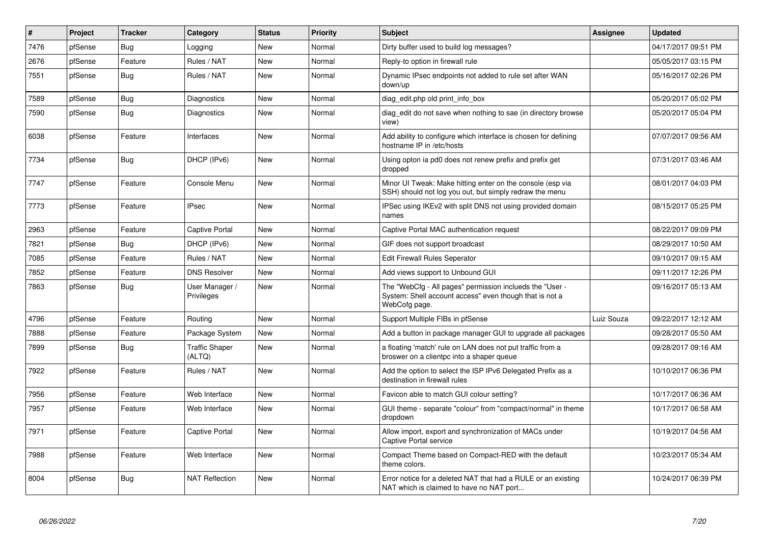| # | Project | Tracker | Category | Status | Priority | Subject | Assignee | Updated |
|---|---|---|---|---|---|---|---|---|
| 7476 | pfSense | Bug | Logging | New | Normal | Dirty buffer used to build log messages? | | 04/17/2017 09:51 PM |
| 2676 | pfSense | Feature | Rules / NAT | New | Normal | Reply-to option in firewall rule | | 05/05/2017 03:15 PM |
| 7551 | pfSense | Bug | Rules / NAT | New | Normal | Dynamic IPsec endpoints not added to rule set after WAN down/up | | 05/16/2017 02:26 PM |
| 7589 | pfSense | Bug | Diagnostics | New | Normal | diag_edit.php old print_info_box | | 05/20/2017 05:02 PM |
| 7590 | pfSense | Bug | Diagnostics | New | Normal | diag_edit do not save when nothing to sae (in directory browse view) | | 05/20/2017 05:04 PM |
| 6038 | pfSense | Feature | Interfaces | New | Normal | Add ability to configure which interface is chosen for defining hostname IP in /etc/hosts | | 07/07/2017 09:56 AM |
| 7734 | pfSense | Bug | DHCP (IPv6) | New | Normal | Using opton ia pd0 does not renew prefix and prefix get dropped | | 07/31/2017 03:46 AM |
| 7747 | pfSense | Feature | Console Menu | New | Normal | Minor UI Tweak: Make hitting enter on the console (esp via SSH) should not log you out, but simply redraw the menu | | 08/01/2017 04:03 PM |
| 7773 | pfSense | Feature | IPsec | New | Normal | IPSec using IKEv2 with split DNS not using provided domain names | | 08/15/2017 05:25 PM |
| 2963 | pfSense | Feature | Captive Portal | New | Normal | Captive Portal MAC authentication request | | 08/22/2017 09:09 PM |
| 7821 | pfSense | Bug | DHCP (IPv6) | New | Normal | GIF does not support broadcast | | 08/29/2017 10:50 AM |
| 7085 | pfSense | Feature | Rules / NAT | New | Normal | Edit Firewall Rules Seperator | | 09/10/2017 09:15 AM |
| 7852 | pfSense | Feature | DNS Resolver | New | Normal | Add views support to Unbound GUI | | 09/11/2017 12:26 PM |
| 7863 | pfSense | Bug | User Manager / Privileges | New | Normal | The "WebCfg - All pages" permission inclueds the "User - System: Shell account access" even though that is not a WebCofg page. | | 09/16/2017 05:13 AM |
| 4796 | pfSense | Feature | Routing | New | Normal | Support Multiple FIBs in pfSense | Luiz Souza | 09/22/2017 12:12 AM |
| 7888 | pfSense | Feature | Package System | New | Normal | Add a button in package manager GUI to upgrade all packages | | 09/28/2017 05:50 AM |
| 7899 | pfSense | Bug | Traffic Shaper (ALTQ) | New | Normal | a floating 'match' rule on LAN does not put traffic from a broswer on a clientpc into a shaper queue | | 09/28/2017 09:16 AM |
| 7922 | pfSense | Feature | Rules / NAT | New | Normal | Add the option to select the ISP IPv6 Delegated Prefix as a destination in firewall rules | | 10/10/2017 06:36 PM |
| 7956 | pfSense | Feature | Web Interface | New | Normal | Favicon able to match GUI colour setting? | | 10/17/2017 06:36 AM |
| 7957 | pfSense | Feature | Web Interface | New | Normal | GUI theme - separate "colour" from "compact/normal" in theme dropdown | | 10/17/2017 06:58 AM |
| 7971 | pfSense | Feature | Captive Portal | New | Normal | Allow import, export and synchronization of MACs under Captive Portal service | | 10/19/2017 04:56 AM |
| 7988 | pfSense | Feature | Web Interface | New | Normal | Compact Theme based on Compact-RED with the default theme colors. | | 10/23/2017 05:34 AM |
| 8004 | pfSense | Bug | NAT Reflection | New | Normal | Error notice for a deleted NAT that had a RULE or an existing NAT which is claimed to have no NAT port... | | 10/24/2017 06:39 PM |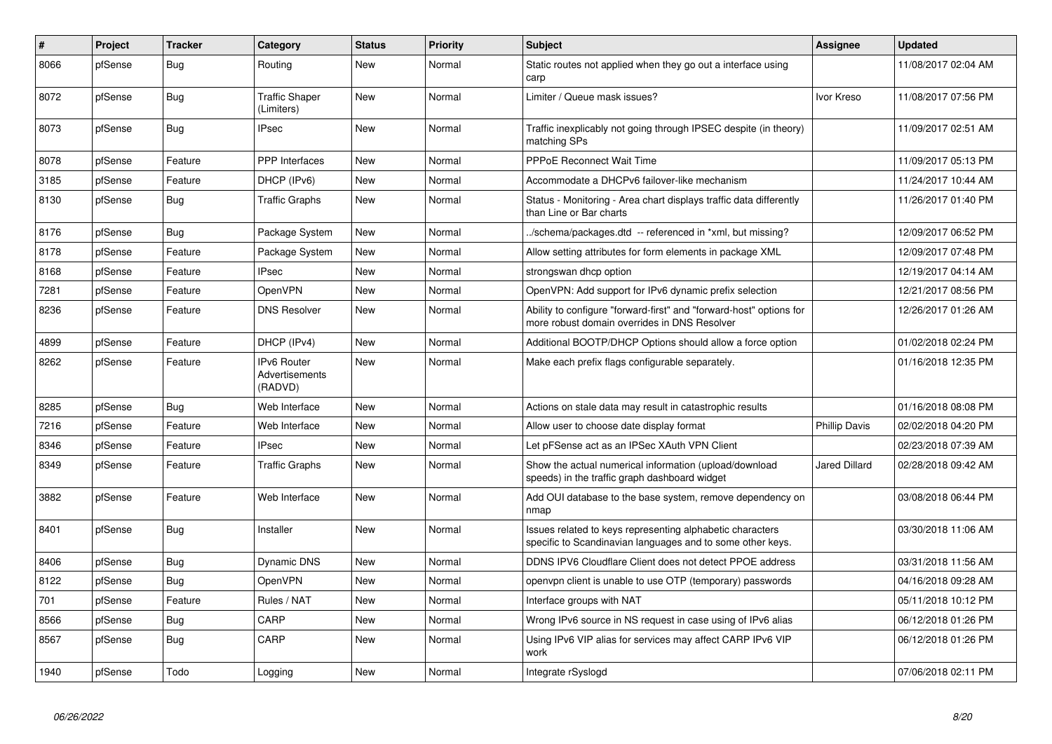| # | Project | Tracker | Category | Status | Priority | Subject | Assignee | Updated |
|---|---|---|---|---|---|---|---|---|
| 8066 | pfSense | Bug | Routing | New | Normal | Static routes not applied when they go out a interface using carp | | 11/08/2017 02:04 AM |
| 8072 | pfSense | Bug | Traffic Shaper (Limiters) | New | Normal | Limiter / Queue mask issues? | Ivor Kreso | 11/08/2017 07:56 PM |
| 8073 | pfSense | Bug | IPsec | New | Normal | Traffic inexplicably not going through IPSEC despite (in theory) matching SPs | | 11/09/2017 02:51 AM |
| 8078 | pfSense | Feature | PPP Interfaces | New | Normal | PPPoE Reconnect Wait Time | | 11/09/2017 05:13 PM |
| 3185 | pfSense | Feature | DHCP (IPv6) | New | Normal | Accommodate a DHCPv6 failover-like mechanism | | 11/24/2017 10:44 AM |
| 8130 | pfSense | Bug | Traffic Graphs | New | Normal | Status - Monitoring - Area chart displays traffic data differently than Line or Bar charts | | 11/26/2017 01:40 PM |
| 8176 | pfSense | Bug | Package System | New | Normal | ../schema/packages.dtd -- referenced in *xml, but missing? | | 12/09/2017 06:52 PM |
| 8178 | pfSense | Feature | Package System | New | Normal | Allow setting attributes for form elements in package XML | | 12/09/2017 07:48 PM |
| 8168 | pfSense | Feature | IPsec | New | Normal | strongswan dhcp option | | 12/19/2017 04:14 AM |
| 7281 | pfSense | Feature | OpenVPN | New | Normal | OpenVPN: Add support for IPv6 dynamic prefix selection | | 12/21/2017 08:56 PM |
| 8236 | pfSense | Feature | DNS Resolver | New | Normal | Ability to configure "forward-first" and "forward-host" options for more robust domain overrides in DNS Resolver | | 12/26/2017 01:26 AM |
| 4899 | pfSense | Feature | DHCP (IPv4) | New | Normal | Additional BOOTP/DHCP Options should allow a force option | | 01/02/2018 02:24 PM |
| 8262 | pfSense | Feature | IPv6 Router Advertisements (RADVD) | New | Normal | Make each prefix flags configurable separately. | | 01/16/2018 12:35 PM |
| 8285 | pfSense | Bug | Web Interface | New | Normal | Actions on stale data may result in catastrophic results | | 01/16/2018 08:08 PM |
| 7216 | pfSense | Feature | Web Interface | New | Normal | Allow user to choose date display format | Phillip Davis | 02/02/2018 04:20 PM |
| 8346 | pfSense | Feature | IPsec | New | Normal | Let pFSense act as an IPSec XAuth VPN Client | | 02/23/2018 07:39 AM |
| 8349 | pfSense | Feature | Traffic Graphs | New | Normal | Show the actual numerical information (upload/download speeds) in the traffic graph dashboard widget | Jared Dillard | 02/28/2018 09:42 AM |
| 3882 | pfSense | Feature | Web Interface | New | Normal | Add OUI database to the base system, remove dependency on nmap | | 03/08/2018 06:44 PM |
| 8401 | pfSense | Bug | Installer | New | Normal | Issues related to keys representing alphabetic characters specific to Scandinavian languages and to some other keys. | | 03/30/2018 11:06 AM |
| 8406 | pfSense | Bug | Dynamic DNS | New | Normal | DDNS IPV6 Cloudflare Client does not detect PPOE address | | 03/31/2018 11:56 AM |
| 8122 | pfSense | Bug | OpenVPN | New | Normal | openvpn client is unable to use OTP (temporary) passwords | | 04/16/2018 09:28 AM |
| 701 | pfSense | Feature | Rules / NAT | New | Normal | Interface groups with NAT | | 05/11/2018 10:12 PM |
| 8566 | pfSense | Bug | CARP | New | Normal | Wrong IPv6 source in NS request in case using of IPv6 alias | | 06/12/2018 01:26 PM |
| 8567 | pfSense | Bug | CARP | New | Normal | Using IPv6 VIP alias for services may affect CARP IPv6 VIP work | | 06/12/2018 01:26 PM |
| 1940 | pfSense | Todo | Logging | New | Normal | Integrate rSyslogd | | 07/06/2018 02:11 PM |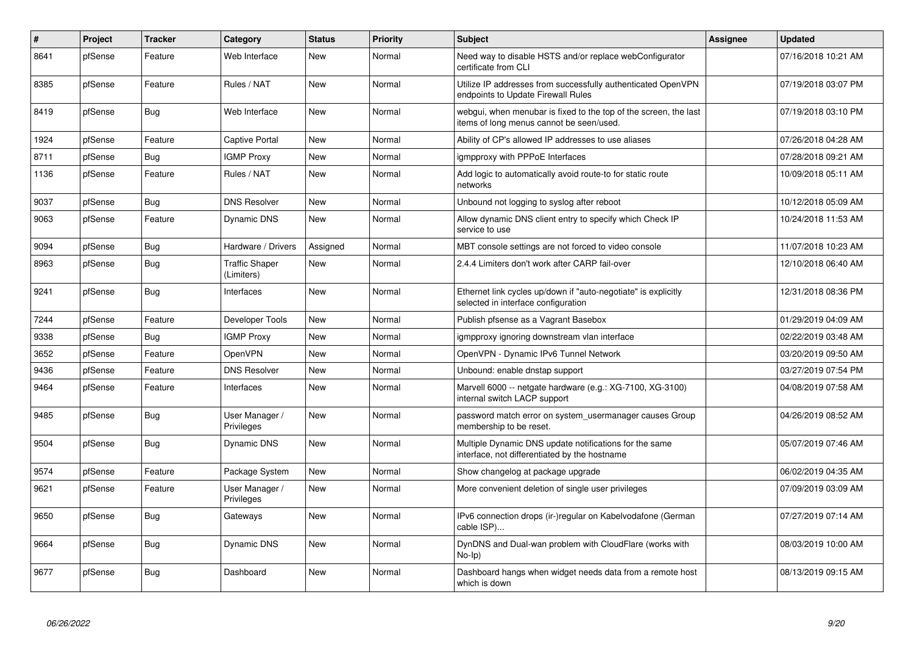| # | Project | Tracker | Category | Status | Priority | Subject | Assignee | Updated |
|---|---|---|---|---|---|---|---|---|
| 8641 | pfSense | Feature | Web Interface | New | Normal | Need way to disable HSTS and/or replace webConfigurator certificate from CLI | | 07/16/2018 10:21 AM |
| 8385 | pfSense | Feature | Rules / NAT | New | Normal | Utilize IP addresses from successfully authenticated OpenVPN endpoints to Update Firewall Rules | | 07/19/2018 03:07 PM |
| 8419 | pfSense | Bug | Web Interface | New | Normal | webgui, when menubar is fixed to the top of the screen, the last items of long menus cannot be seen/used. | | 07/19/2018 03:10 PM |
| 1924 | pfSense | Feature | Captive Portal | New | Normal | Ability of CP's allowed IP addresses to use aliases | | 07/26/2018 04:28 AM |
| 8711 | pfSense | Bug | IGMP Proxy | New | Normal | igmpproxy with PPPoE Interfaces | | 07/28/2018 09:21 AM |
| 1136 | pfSense | Feature | Rules / NAT | New | Normal | Add logic to automatically avoid route-to for static route networks | | 10/09/2018 05:11 AM |
| 9037 | pfSense | Bug | DNS Resolver | New | Normal | Unbound not logging to syslog after reboot | | 10/12/2018 05:09 AM |
| 9063 | pfSense | Feature | Dynamic DNS | New | Normal | Allow dynamic DNS client entry to specify which Check IP service to use | | 10/24/2018 11:53 AM |
| 9094 | pfSense | Bug | Hardware / Drivers | Assigned | Normal | MBT console settings are not forced to video console | | 11/07/2018 10:23 AM |
| 8963 | pfSense | Bug | Traffic Shaper (Limiters) | New | Normal | 2.4.4 Limiters don't work after CARP fail-over | | 12/10/2018 06:40 AM |
| 9241 | pfSense | Bug | Interfaces | New | Normal | Ethernet link cycles up/down if "auto-negotiate" is explicitly selected in interface configuration | | 12/31/2018 08:36 PM |
| 7244 | pfSense | Feature | Developer Tools | New | Normal | Publish pfsense as a Vagrant Basebox | | 01/29/2019 04:09 AM |
| 9338 | pfSense | Bug | IGMP Proxy | New | Normal | igmpproxy ignoring downstream vlan interface | | 02/22/2019 03:48 AM |
| 3652 | pfSense | Feature | OpenVPN | New | Normal | OpenVPN - Dynamic IPv6 Tunnel Network | | 03/20/2019 09:50 AM |
| 9436 | pfSense | Feature | DNS Resolver | New | Normal | Unbound: enable dnstap support | | 03/27/2019 07:54 PM |
| 9464 | pfSense | Feature | Interfaces | New | Normal | Marvell 6000 -- netgate hardware (e.g.: XG-7100, XG-3100) internal switch LACP support | | 04/08/2019 07:58 AM |
| 9485 | pfSense | Bug | User Manager / Privileges | New | Normal | password match error on system_usermanager causes Group membership to be reset. | | 04/26/2019 08:52 AM |
| 9504 | pfSense | Bug | Dynamic DNS | New | Normal | Multiple Dynamic DNS update notifications for the same interface, not differentiated by the hostname | | 05/07/2019 07:46 AM |
| 9574 | pfSense | Feature | Package System | New | Normal | Show changelog at package upgrade | | 06/02/2019 04:35 AM |
| 9621 | pfSense | Feature | User Manager / Privileges | New | Normal | More convenient deletion of single user privileges | | 07/09/2019 03:09 AM |
| 9650 | pfSense | Bug | Gateways | New | Normal | IPv6 connection drops (ir-)regular on Kabelvodafone (German cable ISP)... | | 07/27/2019 07:14 AM |
| 9664 | pfSense | Bug | Dynamic DNS | New | Normal | DynDNS and Dual-wan problem with CloudFlare (works with No-Ip) | | 08/03/2019 10:00 AM |
| 9677 | pfSense | Bug | Dashboard | New | Normal | Dashboard hangs when widget needs data from a remote host which is down | | 08/13/2019 09:15 AM |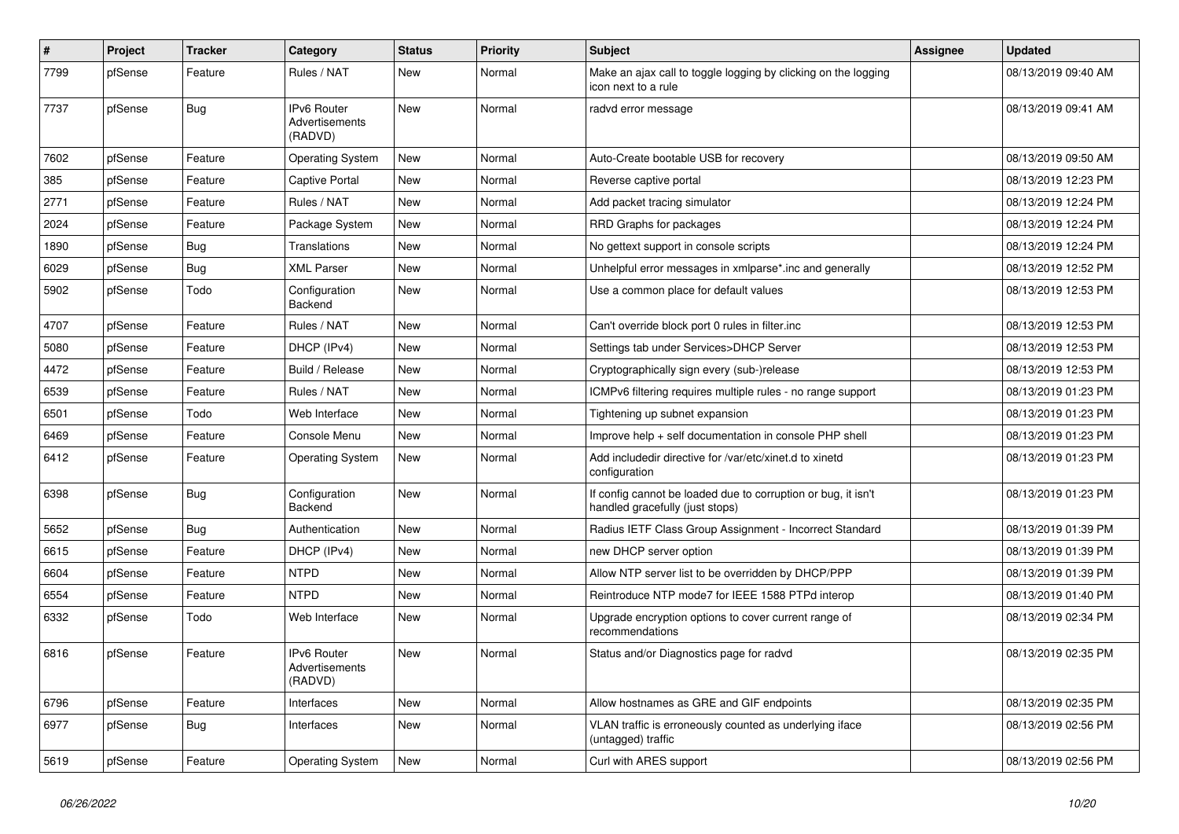| # | Project | Tracker | Category | Status | Priority | Subject | Assignee | Updated |
|---|---|---|---|---|---|---|---|---|
| 7799 | pfSense | Feature | Rules / NAT | New | Normal | Make an ajax call to toggle logging by clicking on the logging icon next to a rule | | 08/13/2019 09:40 AM |
| 7737 | pfSense | Bug | IPv6 Router Advertisements (RADVD) | New | Normal | radvd error message | | 08/13/2019 09:41 AM |
| 7602 | pfSense | Feature | Operating System | New | Normal | Auto-Create bootable USB for recovery | | 08/13/2019 09:50 AM |
| 385 | pfSense | Feature | Captive Portal | New | Normal | Reverse captive portal | | 08/13/2019 12:23 PM |
| 2771 | pfSense | Feature | Rules / NAT | New | Normal | Add packet tracing simulator | | 08/13/2019 12:24 PM |
| 2024 | pfSense | Feature | Package System | New | Normal | RRD Graphs for packages | | 08/13/2019 12:24 PM |
| 1890 | pfSense | Bug | Translations | New | Normal | No gettext support in console scripts | | 08/13/2019 12:24 PM |
| 6029 | pfSense | Bug | XML Parser | New | Normal | Unhelpful error messages in xmlparse*.inc and generally | | 08/13/2019 12:52 PM |
| 5902 | pfSense | Todo | Configuration Backend | New | Normal | Use a common place for default values | | 08/13/2019 12:53 PM |
| 4707 | pfSense | Feature | Rules / NAT | New | Normal | Can't override block port 0 rules in filter.inc | | 08/13/2019 12:53 PM |
| 5080 | pfSense | Feature | DHCP (IPv4) | New | Normal | Settings tab under Services>DHCP Server | | 08/13/2019 12:53 PM |
| 4472 | pfSense | Feature | Build / Release | New | Normal | Cryptographically sign every (sub-)release | | 08/13/2019 12:53 PM |
| 6539 | pfSense | Feature | Rules / NAT | New | Normal | ICMPv6 filtering requires multiple rules - no range support | | 08/13/2019 01:23 PM |
| 6501 | pfSense | Todo | Web Interface | New | Normal | Tightening up subnet expansion | | 08/13/2019 01:23 PM |
| 6469 | pfSense | Feature | Console Menu | New | Normal | Improve help + self documentation in console PHP shell | | 08/13/2019 01:23 PM |
| 6412 | pfSense | Feature | Operating System | New | Normal | Add includedir directive for /var/etc/xinet.d to xinetd configuration | | 08/13/2019 01:23 PM |
| 6398 | pfSense | Bug | Configuration Backend | New | Normal | If config cannot be loaded due to corruption or bug, it isn't handled gracefully (just stops) | | 08/13/2019 01:23 PM |
| 5652 | pfSense | Bug | Authentication | New | Normal | Radius IETF Class Group Assignment - Incorrect Standard | | 08/13/2019 01:39 PM |
| 6615 | pfSense | Feature | DHCP (IPv4) | New | Normal | new DHCP server option | | 08/13/2019 01:39 PM |
| 6604 | pfSense | Feature | NTPD | New | Normal | Allow NTP server list to be overridden by DHCP/PPP | | 08/13/2019 01:39 PM |
| 6554 | pfSense | Feature | NTPD | New | Normal | Reintroduce NTP mode7 for IEEE 1588 PTPd interop | | 08/13/2019 01:40 PM |
| 6332 | pfSense | Todo | Web Interface | New | Normal | Upgrade encryption options to cover current range of recommendations | | 08/13/2019 02:34 PM |
| 6816 | pfSense | Feature | IPv6 Router Advertisements (RADVD) | New | Normal | Status and/or Diagnostics page for radvd | | 08/13/2019 02:35 PM |
| 6796 | pfSense | Feature | Interfaces | New | Normal | Allow hostnames as GRE and GIF endpoints | | 08/13/2019 02:35 PM |
| 6977 | pfSense | Bug | Interfaces | New | Normal | VLAN traffic is erroneously counted as underlying iface (untagged) traffic | | 08/13/2019 02:56 PM |
| 5619 | pfSense | Feature | Operating System | New | Normal | Curl with ARES support | | 08/13/2019 02:56 PM |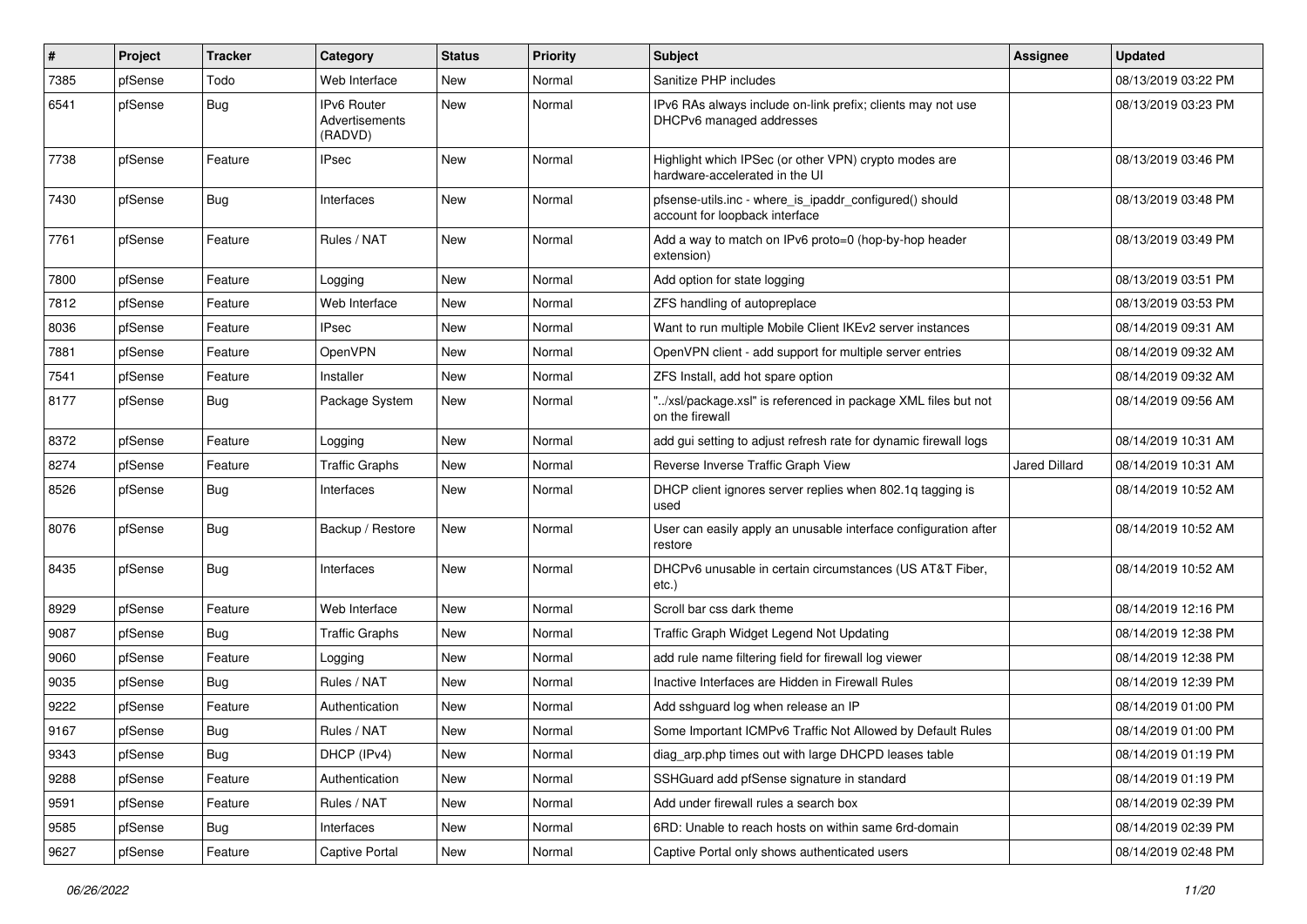| # | Project | Tracker | Category | Status | Priority | Subject | Assignee | Updated |
|---|---|---|---|---|---|---|---|---|
| 7385 | pfSense | Todo | Web Interface | New | Normal | Sanitize PHP includes | | 08/13/2019 03:22 PM |
| 6541 | pfSense | Bug | IPv6 Router Advertisements (RADVD) | New | Normal | IPv6 RAs always include on-link prefix; clients may not use DHCPv6 managed addresses | | 08/13/2019 03:23 PM |
| 7738 | pfSense | Feature | IPsec | New | Normal | Highlight which IPSec (or other VPN) crypto modes are hardware-accelerated in the UI | | 08/13/2019 03:46 PM |
| 7430 | pfSense | Bug | Interfaces | New | Normal | pfsense-utils.inc - where_is_ipaddr_configured() should account for loopback interface | | 08/13/2019 03:48 PM |
| 7761 | pfSense | Feature | Rules / NAT | New | Normal | Add a way to match on IPv6 proto=0 (hop-by-hop header extension) | | 08/13/2019 03:49 PM |
| 7800 | pfSense | Feature | Logging | New | Normal | Add option for state logging | | 08/13/2019 03:51 PM |
| 7812 | pfSense | Feature | Web Interface | New | Normal | ZFS handling of autopreplace | | 08/13/2019 03:53 PM |
| 8036 | pfSense | Feature | IPsec | New | Normal | Want to run multiple Mobile Client IKEv2 server instances | | 08/14/2019 09:31 AM |
| 7881 | pfSense | Feature | OpenVPN | New | Normal | OpenVPN client - add support for multiple server entries | | 08/14/2019 09:32 AM |
| 7541 | pfSense | Feature | Installer | New | Normal | ZFS Install, add hot spare option | | 08/14/2019 09:32 AM |
| 8177 | pfSense | Bug | Package System | New | Normal | "../xsl/package.xsl" is referenced in package XML files but not on the firewall | | 08/14/2019 09:56 AM |
| 8372 | pfSense | Feature | Logging | New | Normal | add gui setting to adjust refresh rate for dynamic firewall logs | | 08/14/2019 10:31 AM |
| 8274 | pfSense | Feature | Traffic Graphs | New | Normal | Reverse Inverse Traffic Graph View | Jared Dillard | 08/14/2019 10:31 AM |
| 8526 | pfSense | Bug | Interfaces | New | Normal | DHCP client ignores server replies when 802.1q tagging is used | | 08/14/2019 10:52 AM |
| 8076 | pfSense | Bug | Backup / Restore | New | Normal | User can easily apply an unusable interface configuration after restore | | 08/14/2019 10:52 AM |
| 8435 | pfSense | Bug | Interfaces | New | Normal | DHCPv6 unusable in certain circumstances (US AT&T Fiber, etc.) | | 08/14/2019 10:52 AM |
| 8929 | pfSense | Feature | Web Interface | New | Normal | Scroll bar css dark theme | | 08/14/2019 12:16 PM |
| 9087 | pfSense | Bug | Traffic Graphs | New | Normal | Traffic Graph Widget Legend Not Updating | | 08/14/2019 12:38 PM |
| 9060 | pfSense | Feature | Logging | New | Normal | add rule name filtering field for firewall log viewer | | 08/14/2019 12:38 PM |
| 9035 | pfSense | Bug | Rules / NAT | New | Normal | Inactive Interfaces are Hidden in Firewall Rules | | 08/14/2019 12:39 PM |
| 9222 | pfSense | Feature | Authentication | New | Normal | Add sshguard log when release an IP | | 08/14/2019 01:00 PM |
| 9167 | pfSense | Bug | Rules / NAT | New | Normal | Some Important ICMPv6 Traffic Not Allowed by Default Rules | | 08/14/2019 01:00 PM |
| 9343 | pfSense | Bug | DHCP (IPv4) | New | Normal | diag_arp.php times out with large DHCPD leases table | | 08/14/2019 01:19 PM |
| 9288 | pfSense | Feature | Authentication | New | Normal | SSHGuard add pfSense signature in standard | | 08/14/2019 01:19 PM |
| 9591 | pfSense | Feature | Rules / NAT | New | Normal | Add under firewall rules a search box | | 08/14/2019 02:39 PM |
| 9585 | pfSense | Bug | Interfaces | New | Normal | 6RD: Unable to reach hosts on within same 6rd-domain | | 08/14/2019 02:39 PM |
| 9627 | pfSense | Feature | Captive Portal | New | Normal | Captive Portal only shows authenticated users | | 08/14/2019 02:48 PM |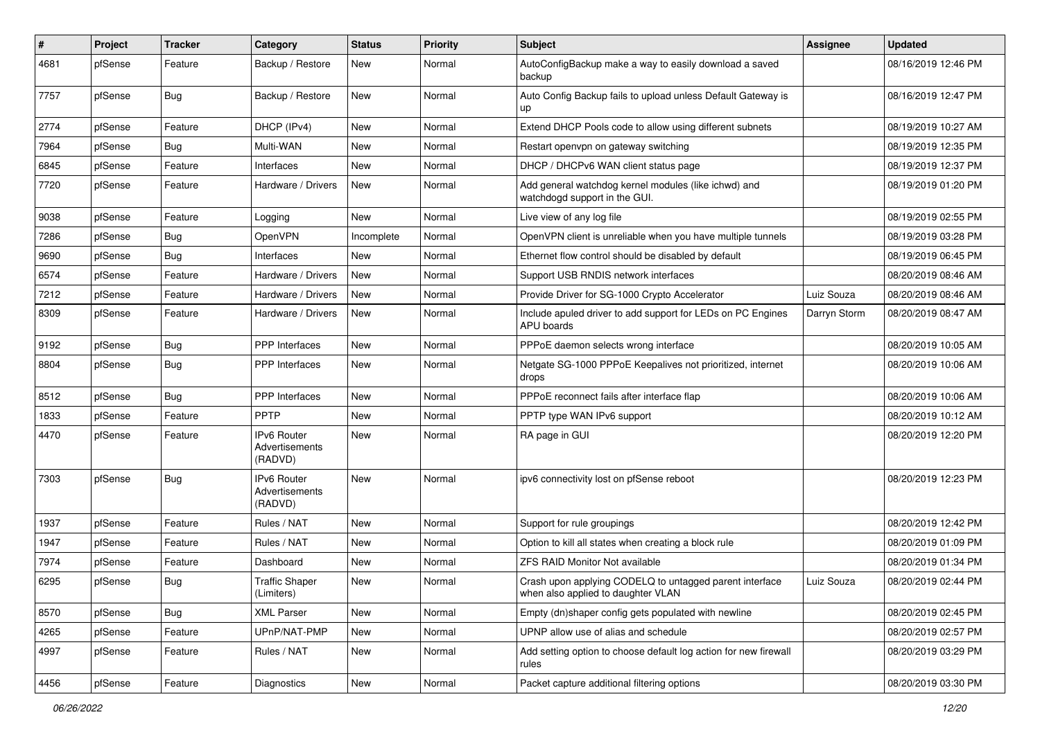| # | Project | Tracker | Category | Status | Priority | Subject | Assignee | Updated |
|---|---|---|---|---|---|---|---|---|
| 4681 | pfSense | Feature | Backup / Restore | New | Normal | AutoConfigBackup make a way to easily download a saved backup | | 08/16/2019 12:46 PM |
| 7757 | pfSense | Bug | Backup / Restore | New | Normal | Auto Config Backup fails to upload unless Default Gateway is up | | 08/16/2019 12:47 PM |
| 2774 | pfSense | Feature | DHCP (IPv4) | New | Normal | Extend DHCP Pools code to allow using different subnets | | 08/19/2019 10:27 AM |
| 7964 | pfSense | Bug | Multi-WAN | New | Normal | Restart openvpn on gateway switching | | 08/19/2019 12:35 PM |
| 6845 | pfSense | Feature | Interfaces | New | Normal | DHCP / DHCPv6 WAN client status page | | 08/19/2019 12:37 PM |
| 7720 | pfSense | Feature | Hardware / Drivers | New | Normal | Add general watchdog kernel modules (like ichwd) and watchdogd support in the GUI. | | 08/19/2019 01:20 PM |
| 9038 | pfSense | Feature | Logging | New | Normal | Live view of any log file | | 08/19/2019 02:55 PM |
| 7286 | pfSense | Bug | OpenVPN | Incomplete | Normal | OpenVPN client is unreliable when you have multiple tunnels | | 08/19/2019 03:28 PM |
| 9690 | pfSense | Bug | Interfaces | New | Normal | Ethernet flow control should be disabled by default | | 08/19/2019 06:45 PM |
| 6574 | pfSense | Feature | Hardware / Drivers | New | Normal | Support USB RNDIS network interfaces | | 08/20/2019 08:46 AM |
| 7212 | pfSense | Feature | Hardware / Drivers | New | Normal | Provide Driver for SG-1000 Crypto Accelerator | Luiz Souza | 08/20/2019 08:46 AM |
| 8309 | pfSense | Feature | Hardware / Drivers | New | Normal | Include apuled driver to add support for LEDs on PC Engines APU boards | Darryn Storm | 08/20/2019 08:47 AM |
| 9192 | pfSense | Bug | PPP Interfaces | New | Normal | PPPoE daemon selects wrong interface | | 08/20/2019 10:05 AM |
| 8804 | pfSense | Bug | PPP Interfaces | New | Normal | Netgate SG-1000 PPPoE Keepalives not prioritized, internet drops | | 08/20/2019 10:06 AM |
| 8512 | pfSense | Bug | PPP Interfaces | New | Normal | PPPoE reconnect fails after interface flap | | 08/20/2019 10:06 AM |
| 1833 | pfSense | Feature | PPTP | New | Normal | PPTP type WAN IPv6 support | | 08/20/2019 10:12 AM |
| 4470 | pfSense | Feature | IPv6 Router Advertisements (RADVD) | New | Normal | RA page in GUI | | 08/20/2019 12:20 PM |
| 7303 | pfSense | Bug | IPv6 Router Advertisements (RADVD) | New | Normal | ipv6 connectivity lost on pfSense reboot | | 08/20/2019 12:23 PM |
| 1937 | pfSense | Feature | Rules / NAT | New | Normal | Support for rule groupings | | 08/20/2019 12:42 PM |
| 1947 | pfSense | Feature | Rules / NAT | New | Normal | Option to kill all states when creating a block rule | | 08/20/2019 01:09 PM |
| 7974 | pfSense | Feature | Dashboard | New | Normal | ZFS RAID Monitor Not available | | 08/20/2019 01:34 PM |
| 6295 | pfSense | Bug | Traffic Shaper (Limiters) | New | Normal | Crash upon applying CODELQ to untagged parent interface when also applied to daughter VLAN | Luiz Souza | 08/20/2019 02:44 PM |
| 8570 | pfSense | Bug | XML Parser | New | Normal | Empty (dn)shaper config gets populated with newline | | 08/20/2019 02:45 PM |
| 4265 | pfSense | Feature | UPnP/NAT-PMP | New | Normal | UPNP allow use of alias and schedule | | 08/20/2019 02:57 PM |
| 4997 | pfSense | Feature | Rules / NAT | New | Normal | Add setting option to choose default log action for new firewall rules | | 08/20/2019 03:29 PM |
| 4456 | pfSense | Feature | Diagnostics | New | Normal | Packet capture additional filtering options | | 08/20/2019 03:30 PM |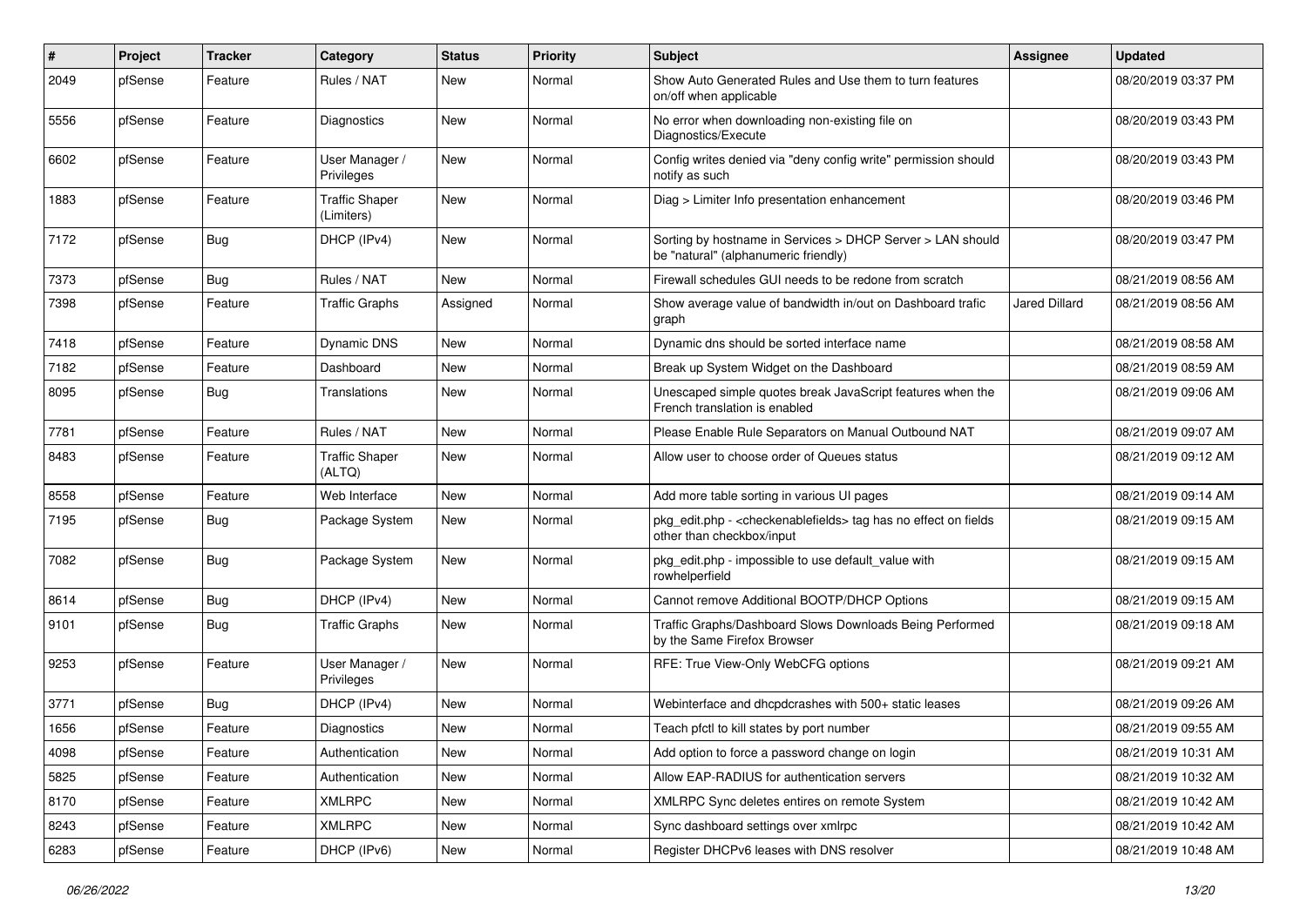| # | Project | Tracker | Category | Status | Priority | Subject | Assignee | Updated |
|---|---|---|---|---|---|---|---|---|
| 2049 | pfSense | Feature | Rules / NAT | New | Normal | Show Auto Generated Rules and Use them to turn features on/off when applicable | | 08/20/2019 03:37 PM |
| 5556 | pfSense | Feature | Diagnostics | New | Normal | No error when downloading non-existing file on Diagnostics/Execute | | 08/20/2019 03:43 PM |
| 6602 | pfSense | Feature | User Manager / Privileges | New | Normal | Config writes denied via "deny config write" permission should notify as such | | 08/20/2019 03:43 PM |
| 1883 | pfSense | Feature | Traffic Shaper (Limiters) | New | Normal | Diag > Limiter Info presentation enhancement | | 08/20/2019 03:46 PM |
| 7172 | pfSense | Bug | DHCP (IPv4) | New | Normal | Sorting by hostname in Services > DHCP Server > LAN should be "natural" (alphanumeric friendly) | | 08/20/2019 03:47 PM |
| 7373 | pfSense | Bug | Rules / NAT | New | Normal | Firewall schedules GUI needs to be redone from scratch | | 08/21/2019 08:56 AM |
| 7398 | pfSense | Feature | Traffic Graphs | Assigned | Normal | Show average value of bandwidth in/out on Dashboard trafic graph | Jared Dillard | 08/21/2019 08:56 AM |
| 7418 | pfSense | Feature | Dynamic DNS | New | Normal | Dynamic dns should be sorted interface name | | 08/21/2019 08:58 AM |
| 7182 | pfSense | Feature | Dashboard | New | Normal | Break up System Widget on the Dashboard | | 08/21/2019 08:59 AM |
| 8095 | pfSense | Bug | Translations | New | Normal | Unescaped simple quotes break JavaScript features when the French translation is enabled | | 08/21/2019 09:06 AM |
| 7781 | pfSense | Feature | Rules / NAT | New | Normal | Please Enable Rule Separators on Manual Outbound NAT | | 08/21/2019 09:07 AM |
| 8483 | pfSense | Feature | Traffic Shaper (ALTQ) | New | Normal | Allow user to choose order of Queues status | | 08/21/2019 09:12 AM |
| 8558 | pfSense | Feature | Web Interface | New | Normal | Add more table sorting in various UI pages | | 08/21/2019 09:14 AM |
| 7195 | pfSense | Bug | Package System | New | Normal | pkg_edit.php - <checkenablefields> tag has no effect on fields other than checkbox/input | | 08/21/2019 09:15 AM |
| 7082 | pfSense | Bug | Package System | New | Normal | pkg_edit.php - impossible to use default_value with rowhelperfield | | 08/21/2019 09:15 AM |
| 8614 | pfSense | Bug | DHCP (IPv4) | New | Normal | Cannot remove Additional BOOTP/DHCP Options | | 08/21/2019 09:15 AM |
| 9101 | pfSense | Bug | Traffic Graphs | New | Normal | Traffic Graphs/Dashboard Slows Downloads Being Performed by the Same Firefox Browser | | 08/21/2019 09:18 AM |
| 9253 | pfSense | Feature | User Manager / Privileges | New | Normal | RFE: True View-Only WebCFG options | | 08/21/2019 09:21 AM |
| 3771 | pfSense | Bug | DHCP (IPv4) | New | Normal | Webinterface and dhcpdcrashes with 500+ static leases | | 08/21/2019 09:26 AM |
| 1656 | pfSense | Feature | Diagnostics | New | Normal | Teach pfctl to kill states by port number | | 08/21/2019 09:55 AM |
| 4098 | pfSense | Feature | Authentication | New | Normal | Add option to force a password change on login | | 08/21/2019 10:31 AM |
| 5825 | pfSense | Feature | Authentication | New | Normal | Allow EAP-RADIUS for authentication servers | | 08/21/2019 10:32 AM |
| 8170 | pfSense | Feature | XMLRPC | New | Normal | XMLRPC Sync deletes entires on remote System | | 08/21/2019 10:42 AM |
| 8243 | pfSense | Feature | XMLRPC | New | Normal | Sync dashboard settings over xmlrpc | | 08/21/2019 10:42 AM |
| 6283 | pfSense | Feature | DHCP (IPv6) | New | Normal | Register DHCPv6 leases with DNS resolver | | 08/21/2019 10:48 AM |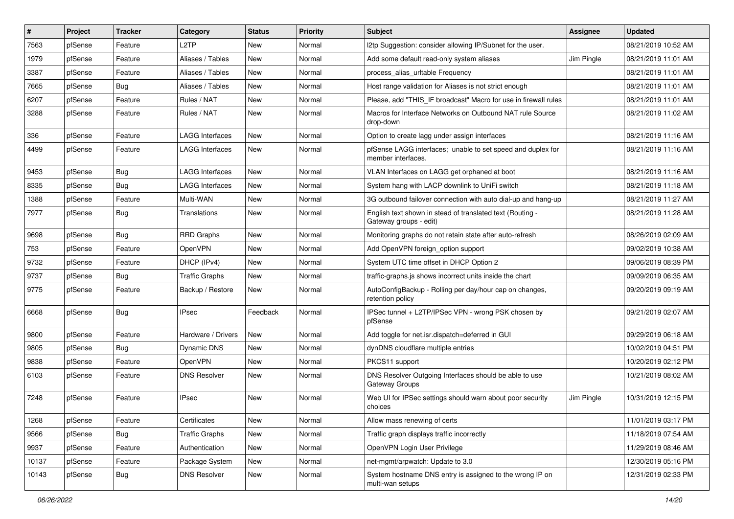| # | Project | Tracker | Category | Status | Priority | Subject | Assignee | Updated |
|---|---|---|---|---|---|---|---|---|
| 7563 | pfSense | Feature | L2TP | New | Normal | l2tp Suggestion: consider allowing IP/Subnet for the user. | | 08/21/2019 10:52 AM |
| 1979 | pfSense | Feature | Aliases / Tables | New | Normal | Add some default read-only system aliases | Jim Pingle | 08/21/2019 11:01 AM |
| 3387 | pfSense | Feature | Aliases / Tables | New | Normal | process_alias_urltable Frequency | | 08/21/2019 11:01 AM |
| 7665 | pfSense | Bug | Aliases / Tables | New | Normal | Host range validation for Aliases is not strict enough | | 08/21/2019 11:01 AM |
| 6207 | pfSense | Feature | Rules / NAT | New | Normal | Please, add "THIS_IF broadcast" Macro for use in firewall rules | | 08/21/2019 11:01 AM |
| 3288 | pfSense | Feature | Rules / NAT | New | Normal | Macros for Interface Networks on Outbound NAT rule Source drop-down | | 08/21/2019 11:02 AM |
| 336 | pfSense | Feature | LAGG Interfaces | New | Normal | Option to create lagg under assign interfaces | | 08/21/2019 11:16 AM |
| 4499 | pfSense | Feature | LAGG Interfaces | New | Normal | pfSense LAGG interfaces; unable to set speed and duplex for member interfaces. | | 08/21/2019 11:16 AM |
| 9453 | pfSense | Bug | LAGG Interfaces | New | Normal | VLAN Interfaces on LAGG get orphaned at boot | | 08/21/2019 11:16 AM |
| 8335 | pfSense | Bug | LAGG Interfaces | New | Normal | System hang with LACP downlink to UniFi switch | | 08/21/2019 11:18 AM |
| 1388 | pfSense | Feature | Multi-WAN | New | Normal | 3G outbound failover connection with auto dial-up and hang-up | | 08/21/2019 11:27 AM |
| 7977 | pfSense | Bug | Translations | New | Normal | English text shown in stead of translated text (Routing - Gateway groups - edit) | | 08/21/2019 11:28 AM |
| 9698 | pfSense | Bug | RRD Graphs | New | Normal | Monitoring graphs do not retain state after auto-refresh | | 08/26/2019 02:09 AM |
| 753 | pfSense | Feature | OpenVPN | New | Normal | Add OpenVPN foreign_option support | | 09/02/2019 10:38 AM |
| 9732 | pfSense | Feature | DHCP (IPv4) | New | Normal | System UTC time offset in DHCP Option 2 | | 09/06/2019 08:39 PM |
| 9737 | pfSense | Bug | Traffic Graphs | New | Normal | traffic-graphs.js shows incorrect units inside the chart | | 09/09/2019 06:35 AM |
| 9775 | pfSense | Feature | Backup / Restore | New | Normal | AutoConfigBackup - Rolling per day/hour cap on changes, retention policy | | 09/20/2019 09:19 AM |
| 6668 | pfSense | Bug | IPsec | Feedback | Normal | IPSec tunnel + L2TP/IPSec VPN - wrong PSK chosen by pfSense | | 09/21/2019 02:07 AM |
| 9800 | pfSense | Feature | Hardware / Drivers | New | Normal | Add toggle for net.isr.dispatch=deferred in GUI | | 09/29/2019 06:18 AM |
| 9805 | pfSense | Bug | Dynamic DNS | New | Normal | dynDNS cloudflare multiple entries | | 10/02/2019 04:51 PM |
| 9838 | pfSense | Feature | OpenVPN | New | Normal | PKCS11 support | | 10/20/2019 02:12 PM |
| 6103 | pfSense | Feature | DNS Resolver | New | Normal | DNS Resolver Outgoing Interfaces should be able to use Gateway Groups | | 10/21/2019 08:02 AM |
| 7248 | pfSense | Feature | IPsec | New | Normal | Web UI for IPSec settings should warn about poor security choices | Jim Pingle | 10/31/2019 12:15 PM |
| 1268 | pfSense | Feature | Certificates | New | Normal | Allow mass renewing of certs | | 11/01/2019 03:17 PM |
| 9566 | pfSense | Bug | Traffic Graphs | New | Normal | Traffic graph displays traffic incorrectly | | 11/18/2019 07:54 AM |
| 9937 | pfSense | Feature | Authentication | New | Normal | OpenVPN Login User Privilege | | 11/29/2019 08:46 AM |
| 10137 | pfSense | Feature | Package System | New | Normal | net-mgmt/arpwatch: Update to 3.0 | | 12/30/2019 05:16 PM |
| 10143 | pfSense | Bug | DNS Resolver | New | Normal | System hostname DNS entry is assigned to the wrong IP on multi-wan setups | | 12/31/2019 02:33 PM |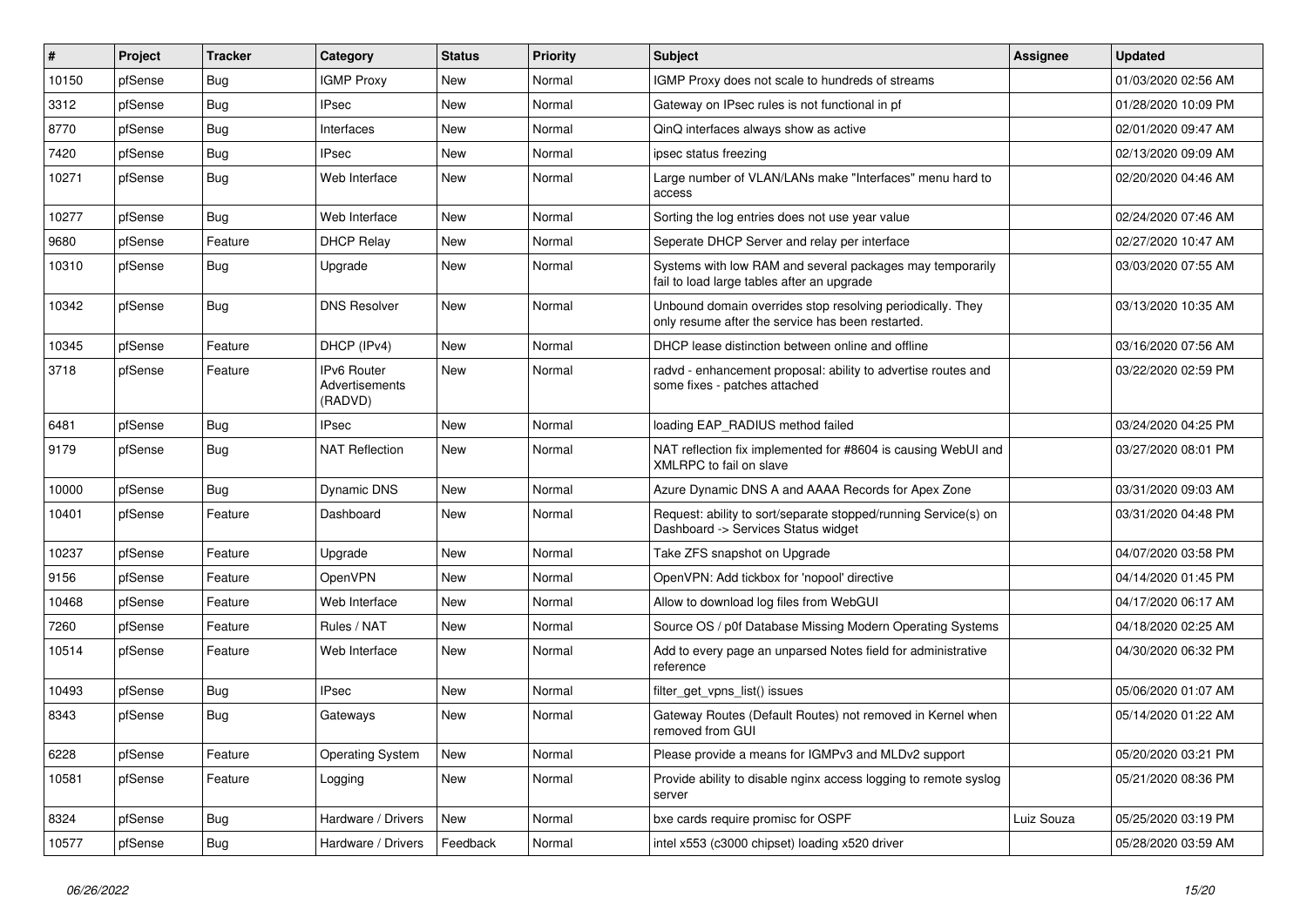| # | Project | Tracker | Category | Status | Priority | Subject | Assignee | Updated |
|---|---|---|---|---|---|---|---|---|
| 10150 | pfSense | Bug | IGMP Proxy | New | Normal | IGMP Proxy does not scale to hundreds of streams | | 01/03/2020 02:56 AM |
| 3312 | pfSense | Bug | IPsec | New | Normal | Gateway on IPsec rules is not functional in pf | | 01/28/2020 10:09 PM |
| 8770 | pfSense | Bug | Interfaces | New | Normal | QinQ interfaces always show as active | | 02/01/2020 09:47 AM |
| 7420 | pfSense | Bug | IPsec | New | Normal | ipsec status freezing | | 02/13/2020 09:09 AM |
| 10271 | pfSense | Bug | Web Interface | New | Normal | Large number of VLAN/LANs make "Interfaces" menu hard to access | | 02/20/2020 04:46 AM |
| 10277 | pfSense | Bug | Web Interface | New | Normal | Sorting the log entries does not use year value | | 02/24/2020 07:46 AM |
| 9680 | pfSense | Feature | DHCP Relay | New | Normal | Seperate DHCP Server and relay per interface | | 02/27/2020 10:47 AM |
| 10310 | pfSense | Bug | Upgrade | New | Normal | Systems with low RAM and several packages may temporarily fail to load large tables after an upgrade | | 03/03/2020 07:55 AM |
| 10342 | pfSense | Bug | DNS Resolver | New | Normal | Unbound domain overrides stop resolving periodically. They only resume after the service has been restarted. | | 03/13/2020 10:35 AM |
| 10345 | pfSense | Feature | DHCP (IPv4) | New | Normal | DHCP lease distinction between online and offline | | 03/16/2020 07:56 AM |
| 3718 | pfSense | Feature | IPv6 Router Advertisements (RADVD) | New | Normal | radvd - enhancement proposal: ability to advertise routes and some fixes - patches attached | | 03/22/2020 02:59 PM |
| 6481 | pfSense | Bug | IPsec | New | Normal | loading EAP_RADIUS method failed | | 03/24/2020 04:25 PM |
| 9179 | pfSense | Bug | NAT Reflection | New | Normal | NAT reflection fix implemented for #8604 is causing WebUI and XMLRPC to fail on slave | | 03/27/2020 08:01 PM |
| 10000 | pfSense | Bug | Dynamic DNS | New | Normal | Azure Dynamic DNS A and AAAA Records for Apex Zone | | 03/31/2020 09:03 AM |
| 10401 | pfSense | Feature | Dashboard | New | Normal | Request: ability to sort/separate stopped/running Service(s) on Dashboard -> Services Status widget | | 03/31/2020 04:48 PM |
| 10237 | pfSense | Feature | Upgrade | New | Normal | Take ZFS snapshot on Upgrade | | 04/07/2020 03:58 PM |
| 9156 | pfSense | Feature | OpenVPN | New | Normal | OpenVPN: Add tickbox for 'nopool' directive | | 04/14/2020 01:45 PM |
| 10468 | pfSense | Feature | Web Interface | New | Normal | Allow to download log files from WebGUI | | 04/17/2020 06:17 AM |
| 7260 | pfSense | Feature | Rules / NAT | New | Normal | Source OS / p0f Database Missing Modern Operating Systems | | 04/18/2020 02:25 AM |
| 10514 | pfSense | Feature | Web Interface | New | Normal | Add to every page an unparsed Notes field for administrative reference | | 04/30/2020 06:32 PM |
| 10493 | pfSense | Bug | IPsec | New | Normal | filter_get_vpns_list() issues | | 05/06/2020 01:07 AM |
| 8343 | pfSense | Bug | Gateways | New | Normal | Gateway Routes (Default Routes) not removed in Kernel when removed from GUI | | 05/14/2020 01:22 AM |
| 6228 | pfSense | Feature | Operating System | New | Normal | Please provide a means for IGMPv3 and MLDv2 support | | 05/20/2020 03:21 PM |
| 10581 | pfSense | Feature | Logging | New | Normal | Provide ability to disable nginx access logging to remote syslog server | | 05/21/2020 08:36 PM |
| 8324 | pfSense | Bug | Hardware / Drivers | New | Normal | bxe cards require promisc for OSPF | Luiz Souza | 05/25/2020 03:19 PM |
| 10577 | pfSense | Bug | Hardware / Drivers | Feedback | Normal | intel x553 (c3000 chipset) loading x520 driver | | 05/28/2020 03:59 AM |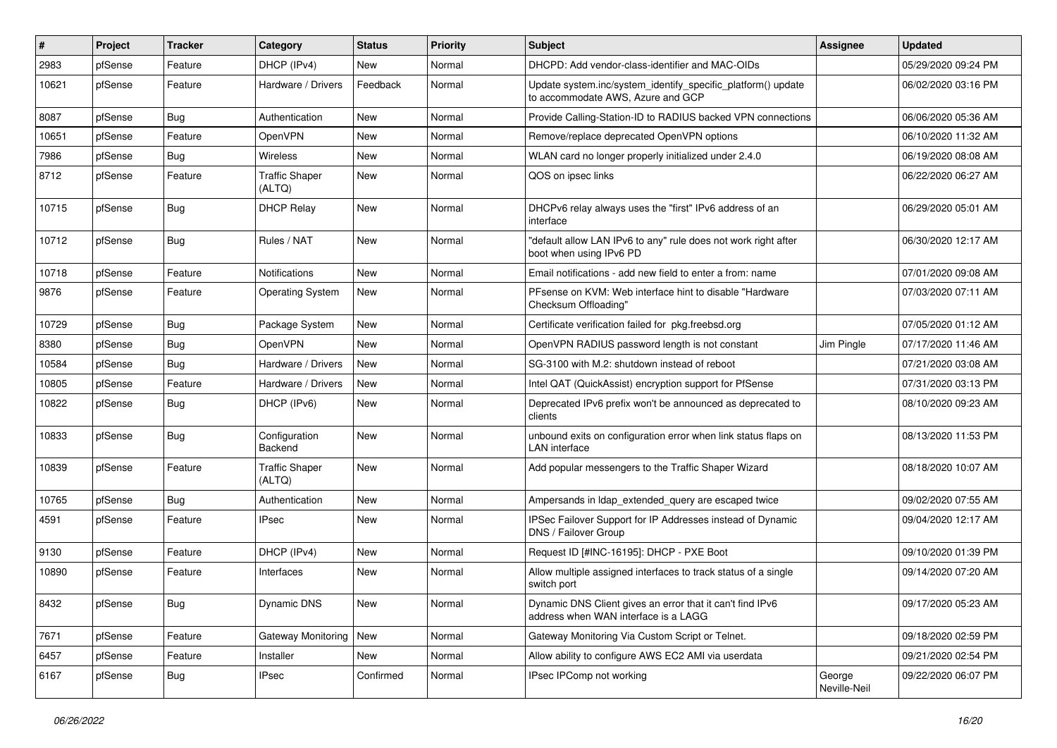| # | Project | Tracker | Category | Status | Priority | Subject | Assignee | Updated |
|---|---|---|---|---|---|---|---|---|
| 2983 | pfSense | Feature | DHCP (IPv4) | New | Normal | DHCPD: Add vendor-class-identifier and MAC-OIDs | | 05/29/2020 09:24 PM |
| 10621 | pfSense | Feature | Hardware / Drivers | Feedback | Normal | Update system.inc/system_identify_specific_platform() update to accommodate AWS, Azure and GCP | | 06/02/2020 03:16 PM |
| 8087 | pfSense | Bug | Authentication | New | Normal | Provide Calling-Station-ID to RADIUS backed VPN connections | | 06/06/2020 05:36 AM |
| 10651 | pfSense | Feature | OpenVPN | New | Normal | Remove/replace deprecated OpenVPN options | | 06/10/2020 11:32 AM |
| 7986 | pfSense | Bug | Wireless | New | Normal | WLAN card no longer properly initialized under 2.4.0 | | 06/19/2020 08:08 AM |
| 8712 | pfSense | Feature | Traffic Shaper (ALTQ) | New | Normal | QOS on ipsec links | | 06/22/2020 06:27 AM |
| 10715 | pfSense | Bug | DHCP Relay | New | Normal | DHCPv6 relay always uses the "first" IPv6 address of an interface | | 06/29/2020 05:01 AM |
| 10712 | pfSense | Bug | Rules / NAT | New | Normal | "default allow LAN IPv6 to any" rule does not work right after boot when using IPv6 PD | | 06/30/2020 12:17 AM |
| 10718 | pfSense | Feature | Notifications | New | Normal | Email notifications - add new field to enter a from: name | | 07/01/2020 09:08 AM |
| 9876 | pfSense | Feature | Operating System | New | Normal | PFsense on KVM: Web interface hint to disable "Hardware Checksum Offloading" | | 07/03/2020 07:11 AM |
| 10729 | pfSense | Bug | Package System | New | Normal | Certificate verification failed for pkg.freebsd.org | | 07/05/2020 01:12 AM |
| 8380 | pfSense | Bug | OpenVPN | New | Normal | OpenVPN RADIUS password length is not constant | Jim Pingle | 07/17/2020 11:46 AM |
| 10584 | pfSense | Bug | Hardware / Drivers | New | Normal | SG-3100 with M.2: shutdown instead of reboot | | 07/21/2020 03:08 AM |
| 10805 | pfSense | Feature | Hardware / Drivers | New | Normal | Intel QAT (QuickAssist) encryption support for PfSense | | 07/31/2020 03:13 PM |
| 10822 | pfSense | Bug | DHCP (IPv6) | New | Normal | Deprecated IPv6 prefix won't be announced as deprecated to clients | | 08/10/2020 09:23 AM |
| 10833 | pfSense | Bug | Configuration Backend | New | Normal | unbound exits on configuration error when link status flaps on LAN interface | | 08/13/2020 11:53 PM |
| 10839 | pfSense | Feature | Traffic Shaper (ALTQ) | New | Normal | Add popular messengers to the Traffic Shaper Wizard | | 08/18/2020 10:07 AM |
| 10765 | pfSense | Bug | Authentication | New | Normal | Ampersands in ldap_extended_query are escaped twice | | 09/02/2020 07:55 AM |
| 4591 | pfSense | Feature | IPsec | New | Normal | IPSec Failover Support for IP Addresses instead of Dynamic DNS / Failover Group | | 09/04/2020 12:17 AM |
| 9130 | pfSense | Feature | DHCP (IPv4) | New | Normal | Request ID [#INC-16195]: DHCP - PXE Boot | | 09/10/2020 01:39 PM |
| 10890 | pfSense | Feature | Interfaces | New | Normal | Allow multiple assigned interfaces to track status of a single switch port | | 09/14/2020 07:20 AM |
| 8432 | pfSense | Bug | Dynamic DNS | New | Normal | Dynamic DNS Client gives an error that it can't find IPv6 address when WAN interface is a LAGG | | 09/17/2020 05:23 AM |
| 7671 | pfSense | Feature | Gateway Monitoring | New | Normal | Gateway Monitoring Via Custom Script or Telnet. | | 09/18/2020 02:59 PM |
| 6457 | pfSense | Feature | Installer | New | Normal | Allow ability to configure AWS EC2 AMI via userdata | | 09/21/2020 02:54 PM |
| 6167 | pfSense | Bug | IPsec | Confirmed | Normal | IPsec IPComp not working | George Neville-Neil | 09/22/2020 06:07 PM |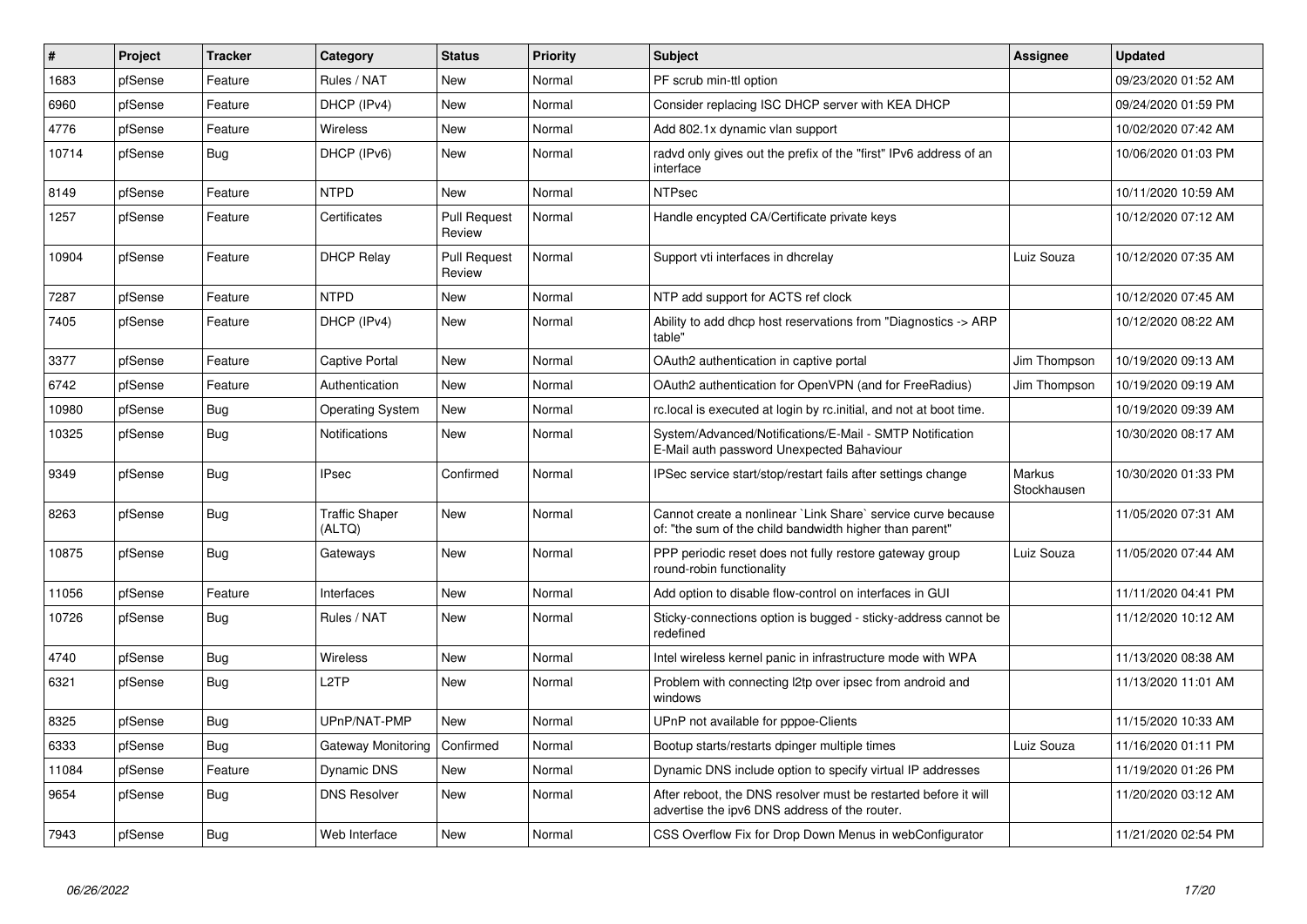| # | Project | Tracker | Category | Status | Priority | Subject | Assignee | Updated |
|---|---|---|---|---|---|---|---|---|
| 1683 | pfSense | Feature | Rules / NAT | New | Normal | PF scrub min-ttl option | | 09/23/2020 01:52 AM |
| 6960 | pfSense | Feature | DHCP (IPv4) | New | Normal | Consider replacing ISC DHCP server with KEA DHCP | | 09/24/2020 01:59 PM |
| 4776 | pfSense | Feature | Wireless | New | Normal | Add 802.1x dynamic vlan support | | 10/02/2020 07:42 AM |
| 10714 | pfSense | Bug | DHCP (IPv6) | New | Normal | radvd only gives out the prefix of the "first" IPv6 address of an interface | | 10/06/2020 01:03 PM |
| 8149 | pfSense | Feature | NTPD | New | Normal | NTPsec | | 10/11/2020 10:59 AM |
| 1257 | pfSense | Feature | Certificates | Pull Request Review | Normal | Handle encypted CA/Certificate private keys | | 10/12/2020 07:12 AM |
| 10904 | pfSense | Feature | DHCP Relay | Pull Request Review | Normal | Support vti interfaces in dhcrelay | Luiz Souza | 10/12/2020 07:35 AM |
| 7287 | pfSense | Feature | NTPD | New | Normal | NTP add support for ACTS ref clock | | 10/12/2020 07:45 AM |
| 7405 | pfSense | Feature | DHCP (IPv4) | New | Normal | Ability to add dhcp host reservations from "Diagnostics -> ARP table" | | 10/12/2020 08:22 AM |
| 3377 | pfSense | Feature | Captive Portal | New | Normal | OAuth2 authentication in captive portal | Jim Thompson | 10/19/2020 09:13 AM |
| 6742 | pfSense | Feature | Authentication | New | Normal | OAuth2 authentication for OpenVPN (and for FreeRadius) | Jim Thompson | 10/19/2020 09:19 AM |
| 10980 | pfSense | Bug | Operating System | New | Normal | rc.local is executed at login by rc.initial, and not at boot time. | | 10/19/2020 09:39 AM |
| 10325 | pfSense | Bug | Notifications | New | Normal | System/Advanced/Notifications/E-Mail - SMTP Notification E-Mail auth password Unexpected Bahaviour | | 10/30/2020 08:17 AM |
| 9349 | pfSense | Bug | IPsec | Confirmed | Normal | IPSec service start/stop/restart fails after settings change | Markus Stockhausen | 10/30/2020 01:33 PM |
| 8263 | pfSense | Bug | Traffic Shaper (ALTQ) | New | Normal | Cannot create a nonlinear `Link Share` service curve because of: "the sum of the child bandwidth higher than parent" | | 11/05/2020 07:31 AM |
| 10875 | pfSense | Bug | Gateways | New | Normal | PPP periodic reset does not fully restore gateway group round-robin functionality | Luiz Souza | 11/05/2020 07:44 AM |
| 11056 | pfSense | Feature | Interfaces | New | Normal | Add option to disable flow-control on interfaces in GUI | | 11/11/2020 04:41 PM |
| 10726 | pfSense | Bug | Rules / NAT | New | Normal | Sticky-connections option is bugged - sticky-address cannot be redefined | | 11/12/2020 10:12 AM |
| 4740 | pfSense | Bug | Wireless | New | Normal | Intel wireless kernel panic in infrastructure mode with WPA | | 11/13/2020 08:38 AM |
| 6321 | pfSense | Bug | L2TP | New | Normal | Problem with connecting l2tp over ipsec from android and windows | | 11/13/2020 11:01 AM |
| 8325 | pfSense | Bug | UPnP/NAT-PMP | New | Normal | UPnP not available for pppoe-Clients | | 11/15/2020 10:33 AM |
| 6333 | pfSense | Bug | Gateway Monitoring | Confirmed | Normal | Bootup starts/restarts dpinger multiple times | Luiz Souza | 11/16/2020 01:11 PM |
| 11084 | pfSense | Feature | Dynamic DNS | New | Normal | Dynamic DNS include option to specify virtual IP addresses | | 11/19/2020 01:26 PM |
| 9654 | pfSense | Bug | DNS Resolver | New | Normal | After reboot, the DNS resolver must be restarted before it will advertise the ipv6 DNS address of the router. | | 11/20/2020 03:12 AM |
| 7943 | pfSense | Bug | Web Interface | New | Normal | CSS Overflow Fix for Drop Down Menus in webConfigurator | | 11/21/2020 02:54 PM |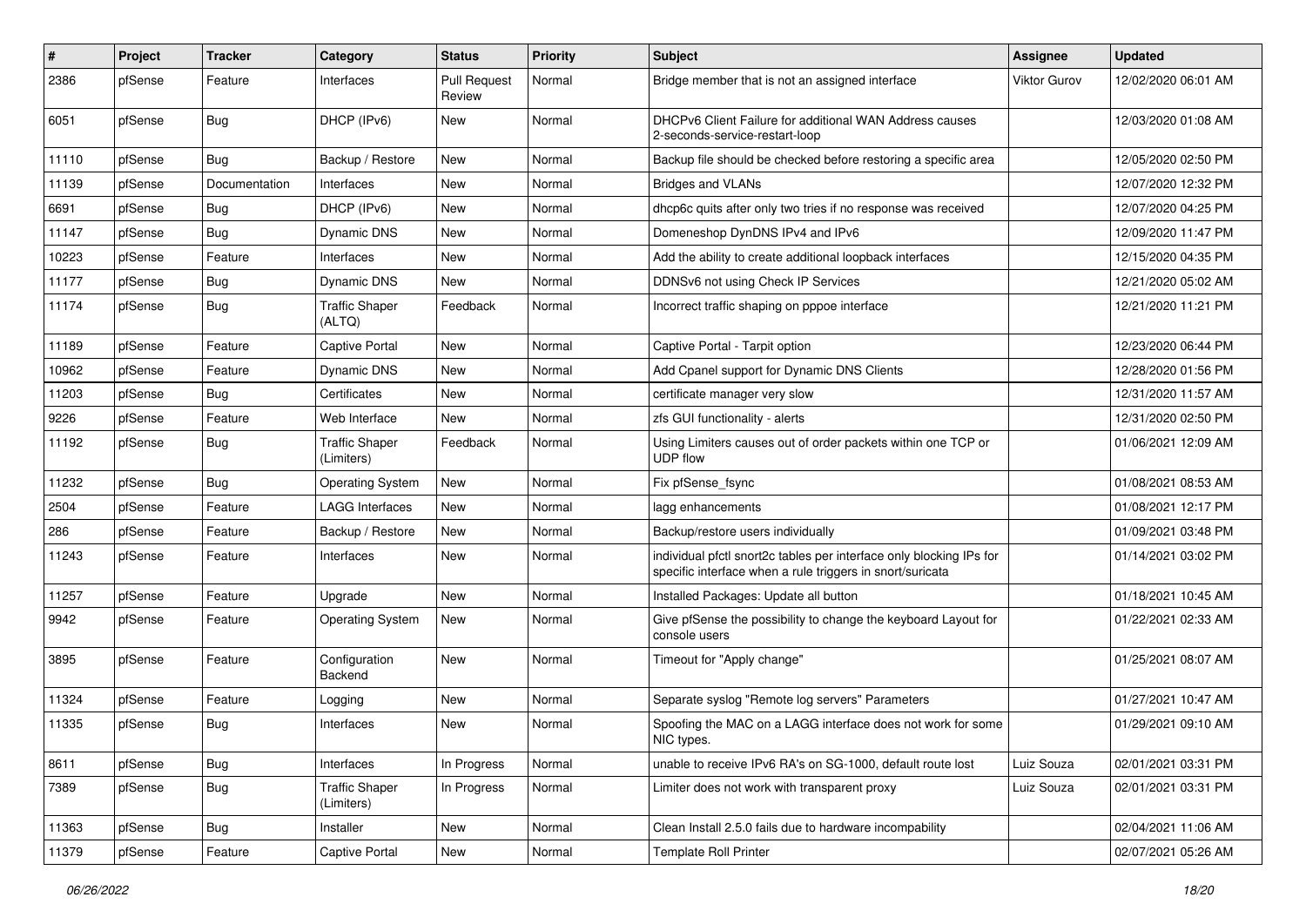| # | Project | Tracker | Category | Status | Priority | Subject | Assignee | Updated |
|---|---|---|---|---|---|---|---|---|
| 2386 | pfSense | Feature | Interfaces | Pull Request Review | Normal | Bridge member that is not an assigned interface | Viktor Gurov | 12/02/2020 06:01 AM |
| 6051 | pfSense | Bug | DHCP (IPv6) | New | Normal | DHCPv6 Client Failure for additional WAN Address causes 2-seconds-service-restart-loop | | 12/03/2020 01:08 AM |
| 11110 | pfSense | Bug | Backup / Restore | New | Normal | Backup file should be checked before restoring a specific area | | 12/05/2020 02:50 PM |
| 11139 | pfSense | Documentation | Interfaces | New | Normal | Bridges and VLANs | | 12/07/2020 12:32 PM |
| 6691 | pfSense | Bug | DHCP (IPv6) | New | Normal | dhcp6c quits after only two tries if no response was received | | 12/07/2020 04:25 PM |
| 11147 | pfSense | Bug | Dynamic DNS | New | Normal | Domeneshop DynDNS IPv4 and IPv6 | | 12/09/2020 11:47 PM |
| 10223 | pfSense | Feature | Interfaces | New | Normal | Add the ability to create additional loopback interfaces | | 12/15/2020 04:35 PM |
| 11177 | pfSense | Bug | Dynamic DNS | New | Normal | DDNSv6 not using Check IP Services | | 12/21/2020 05:02 AM |
| 11174 | pfSense | Bug | Traffic Shaper (ALTQ) | Feedback | Normal | Incorrect traffic shaping on pppoe interface | | 12/21/2020 11:21 PM |
| 11189 | pfSense | Feature | Captive Portal | New | Normal | Captive Portal - Tarpit option | | 12/23/2020 06:44 PM |
| 10962 | pfSense | Feature | Dynamic DNS | New | Normal | Add Cpanel support for Dynamic DNS Clients | | 12/28/2020 01:56 PM |
| 11203 | pfSense | Bug | Certificates | New | Normal | certificate manager very slow | | 12/31/2020 11:57 AM |
| 9226 | pfSense | Feature | Web Interface | New | Normal | zfs GUI functionality - alerts | | 12/31/2020 02:50 PM |
| 11192 | pfSense | Bug | Traffic Shaper (Limiters) | Feedback | Normal | Using Limiters causes out of order packets within one TCP or UDP flow | | 01/06/2021 12:09 AM |
| 11232 | pfSense | Bug | Operating System | New | Normal | Fix pfSense_fsync | | 01/08/2021 08:53 AM |
| 2504 | pfSense | Feature | LAGG Interfaces | New | Normal | lagg enhancements | | 01/08/2021 12:17 PM |
| 286 | pfSense | Feature | Backup / Restore | New | Normal | Backup/restore users individually | | 01/09/2021 03:48 PM |
| 11243 | pfSense | Feature | Interfaces | New | Normal | individual pfctl snort2c tables per interface only blocking IPs for specific interface when a rule triggers in snort/suricata | | 01/14/2021 03:02 PM |
| 11257 | pfSense | Feature | Upgrade | New | Normal | Installed Packages: Update all button | | 01/18/2021 10:45 AM |
| 9942 | pfSense | Feature | Operating System | New | Normal | Give pfSense the possibility to change the keyboard Layout for console users | | 01/22/2021 02:33 AM |
| 3895 | pfSense | Feature | Configuration Backend | New | Normal | Timeout for "Apply change" | | 01/25/2021 08:07 AM |
| 11324 | pfSense | Feature | Logging | New | Normal | Separate syslog "Remote log servers" Parameters | | 01/27/2021 10:47 AM |
| 11335 | pfSense | Bug | Interfaces | New | Normal | Spoofing the MAC on a LAGG interface does not work for some NIC types. | | 01/29/2021 09:10 AM |
| 8611 | pfSense | Bug | Interfaces | In Progress | Normal | unable to receive IPv6 RA's on SG-1000, default route lost | Luiz Souza | 02/01/2021 03:31 PM |
| 7389 | pfSense | Bug | Traffic Shaper (Limiters) | In Progress | Normal | Limiter does not work with transparent proxy | Luiz Souza | 02/01/2021 03:31 PM |
| 11363 | pfSense | Bug | Installer | New | Normal | Clean Install 2.5.0 fails due to hardware incompability | | 02/04/2021 11:06 AM |
| 11379 | pfSense | Feature | Captive Portal | New | Normal | Template Roll Printer | | 02/07/2021 05:26 AM |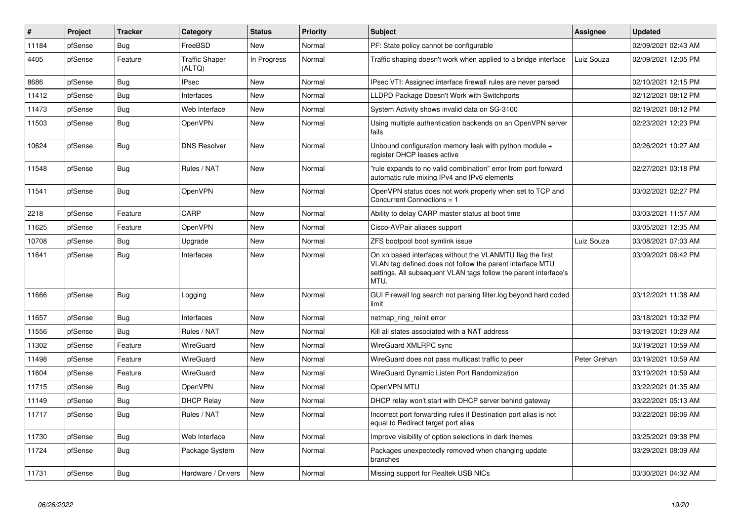| # | Project | Tracker | Category | Status | Priority | Subject | Assignee | Updated |
|---|---|---|---|---|---|---|---|---|
| 11184 | pfSense | Bug | FreeBSD | New | Normal | PF: State policy cannot be configurable | | 02/09/2021 02:43 AM |
| 4405 | pfSense | Feature | Traffic Shaper (ALTQ) | In Progress | Normal | Traffic shaping doesn't work when applied to a bridge interface | Luiz Souza | 02/09/2021 12:05 PM |
| 8686 | pfSense | Bug | IPsec | New | Normal | IPsec VTI: Assigned interface firewall rules are never parsed | | 02/10/2021 12:15 PM |
| 11412 | pfSense | Bug | Interfaces | New | Normal | LLDPD Package Doesn't Work with Switchports | | 02/12/2021 08:12 PM |
| 11473 | pfSense | Bug | Web Interface | New | Normal | System Activity shows invalid data on SG-3100 | | 02/19/2021 08:12 PM |
| 11503 | pfSense | Bug | OpenVPN | New | Normal | Using multiple authentication backends on an OpenVPN server fails | | 02/23/2021 12:23 PM |
| 10624 | pfSense | Bug | DNS Resolver | New | Normal | Unbound configuration memory leak with python module + register DHCP leases active | | 02/26/2021 10:27 AM |
| 11548 | pfSense | Bug | Rules / NAT | New | Normal | "rule expands to no valid combination" error from port forward automatic rule mixing IPv4 and IPv6 elements | | 02/27/2021 03:18 PM |
| 11541 | pfSense | Bug | OpenVPN | New | Normal | OpenVPN status does not work properly when set to TCP and Concurrent Connections = 1 | | 03/02/2021 02:27 PM |
| 2218 | pfSense | Feature | CARP | New | Normal | Ability to delay CARP master status at boot time | | 03/03/2021 11:57 AM |
| 11625 | pfSense | Feature | OpenVPN | New | Normal | Cisco-AVPair aliases support | | 03/05/2021 12:35 AM |
| 10708 | pfSense | Bug | Upgrade | New | Normal | ZFS bootpool boot symlink issue | Luiz Souza | 03/08/2021 07:03 AM |
| 11641 | pfSense | Bug | Interfaces | New | Normal | On xn based interfaces without the VLANMTU flag the first VLAN tag defined does not follow the parent interface MTU settings. All subsequent VLAN tags follow the parent interface's MTU. | | 03/09/2021 06:42 PM |
| 11666 | pfSense | Bug | Logging | New | Normal | GUI Firewall log search not parsing filter.log beyond hard coded limit | | 03/12/2021 11:38 AM |
| 11657 | pfSense | Bug | Interfaces | New | Normal | netmap_ring_reinit error | | 03/18/2021 10:32 PM |
| 11556 | pfSense | Bug | Rules / NAT | New | Normal | Kill all states associated with a NAT address | | 03/19/2021 10:29 AM |
| 11302 | pfSense | Feature | WireGuard | New | Normal | WireGuard XMLRPC sync | | 03/19/2021 10:59 AM |
| 11498 | pfSense | Feature | WireGuard | New | Normal | WireGuard does not pass multicast traffic to peer | Peter Grehan | 03/19/2021 10:59 AM |
| 11604 | pfSense | Feature | WireGuard | New | Normal | WireGuard Dynamic Listen Port Randomization | | 03/19/2021 10:59 AM |
| 11715 | pfSense | Bug | OpenVPN | New | Normal | OpenVPN MTU | | 03/22/2021 01:35 AM |
| 11149 | pfSense | Bug | DHCP Relay | New | Normal | DHCP relay won't start with DHCP server behind gateway | | 03/22/2021 05:13 AM |
| 11717 | pfSense | Bug | Rules / NAT | New | Normal | Incorrect port forwarding rules if Destination port alias is not equal to Redirect target port alias | | 03/22/2021 06:06 AM |
| 11730 | pfSense | Bug | Web Interface | New | Normal | Improve visibility of option selections in dark themes | | 03/25/2021 09:38 PM |
| 11724 | pfSense | Bug | Package System | New | Normal | Packages unexpectedly removed when changing update branches | | 03/29/2021 08:09 AM |
| 11731 | pfSense | Bug | Hardware / Drivers | New | Normal | Missing support for Realtek USB NICs | | 03/30/2021 04:32 AM |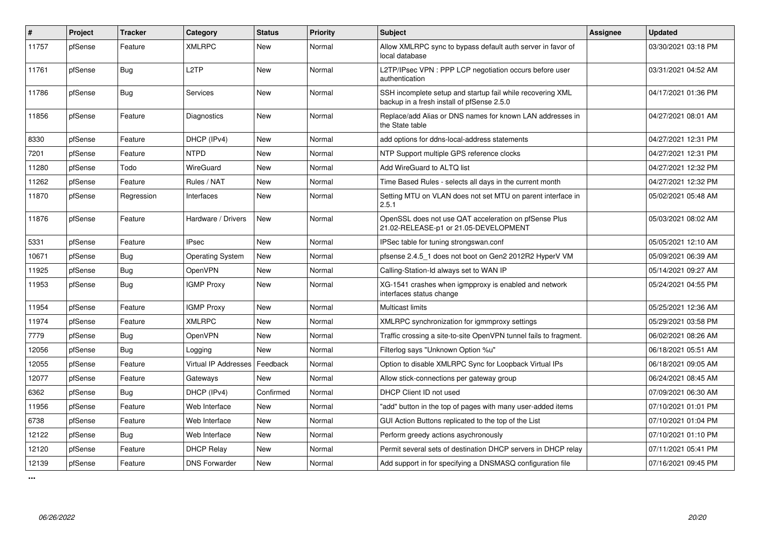| # | Project | Tracker | Category | Status | Priority | Subject | Assignee | Updated |
|---|---|---|---|---|---|---|---|---|
| 11757 | pfSense | Feature | XMLRPC | New | Normal | Allow XMLRPC sync to bypass default auth server in favor of local database | | 03/30/2021 03:18 PM |
| 11761 | pfSense | Bug | L2TP | New | Normal | L2TP/IPsec VPN : PPP LCP negotiation occurs before user authentication | | 03/31/2021 04:52 AM |
| 11786 | pfSense | Bug | Services | New | Normal | SSH incomplete setup and startup fail while recovering XML backup in a fresh install of pfSense 2.5.0 | | 04/17/2021 01:36 PM |
| 11856 | pfSense | Feature | Diagnostics | New | Normal | Replace/add Alias or DNS names for known LAN addresses in the State table | | 04/27/2021 08:01 AM |
| 8330 | pfSense | Feature | DHCP (IPv4) | New | Normal | add options for ddns-local-address statements | | 04/27/2021 12:31 PM |
| 7201 | pfSense | Feature | NTPD | New | Normal | NTP Support multiple GPS reference clocks | | 04/27/2021 12:31 PM |
| 11280 | pfSense | Todo | WireGuard | New | Normal | Add WireGuard to ALTQ list | | 04/27/2021 12:32 PM |
| 11262 | pfSense | Feature | Rules / NAT | New | Normal | Time Based Rules - selects all days in the current month | | 04/27/2021 12:32 PM |
| 11870 | pfSense | Regression | Interfaces | New | Normal | Setting MTU on VLAN does not set MTU on parent interface in 2.5.1 | | 05/02/2021 05:48 AM |
| 11876 | pfSense | Feature | Hardware / Drivers | New | Normal | OpenSSL does not use QAT acceleration on pfSense Plus 21.02-RELEASE-p1 or 21.05-DEVELOPMENT | | 05/03/2021 08:02 AM |
| 5331 | pfSense | Feature | IPsec | New | Normal | IPSec table for tuning strongswan.conf | | 05/05/2021 12:10 AM |
| 10671 | pfSense | Bug | Operating System | New | Normal | pfsense 2.4.5_1 does not boot on Gen2 2012R2 HyperV VM | | 05/09/2021 06:39 AM |
| 11925 | pfSense | Bug | OpenVPN | New | Normal | Calling-Station-Id always set to WAN IP | | 05/14/2021 09:27 AM |
| 11953 | pfSense | Bug | IGMP Proxy | New | Normal | XG-1541 crashes when igmpproxy is enabled and network interfaces status change | | 05/24/2021 04:55 PM |
| 11954 | pfSense | Feature | IGMP Proxy | New | Normal | Multicast limits | | 05/25/2021 12:36 AM |
| 11974 | pfSense | Feature | XMLRPC | New | Normal | XMLRPC synchronization for igmmproxy settings | | 05/29/2021 03:58 PM |
| 7779 | pfSense | Bug | OpenVPN | New | Normal | Traffic crossing a site-to-site OpenVPN tunnel fails to fragment. | | 06/02/2021 08:26 AM |
| 12056 | pfSense | Bug | Logging | New | Normal | Filterlog says "Unknown Option %u" | | 06/18/2021 05:51 AM |
| 12055 | pfSense | Feature | Virtual IP Addresses | Feedback | Normal | Option to disable XMLRPC Sync for Loopback Virtual IPs | | 06/18/2021 09:05 AM |
| 12077 | pfSense | Feature | Gateways | New | Normal | Allow stick-connections per gateway group | | 06/24/2021 08:45 AM |
| 6362 | pfSense | Bug | DHCP (IPv4) | Confirmed | Normal | DHCP Client ID not used | | 07/09/2021 06:30 AM |
| 11956 | pfSense | Feature | Web Interface | New | Normal | "add" button in the top of pages with many user-added items | | 07/10/2021 01:01 PM |
| 6738 | pfSense | Feature | Web Interface | New | Normal | GUI Action Buttons replicated to the top of the List | | 07/10/2021 01:04 PM |
| 12122 | pfSense | Bug | Web Interface | New | Normal | Perform greedy actions asychronously | | 07/10/2021 01:10 PM |
| 12120 | pfSense | Feature | DHCP Relay | New | Normal | Permit several sets of destination DHCP servers in DHCP relay | | 07/11/2021 05:41 PM |
| 12139 | pfSense | Feature | DNS Forwarder | New | Normal | Add support in for specifying a DNSMASQ configuration file | | 07/16/2021 09:45 PM |

...